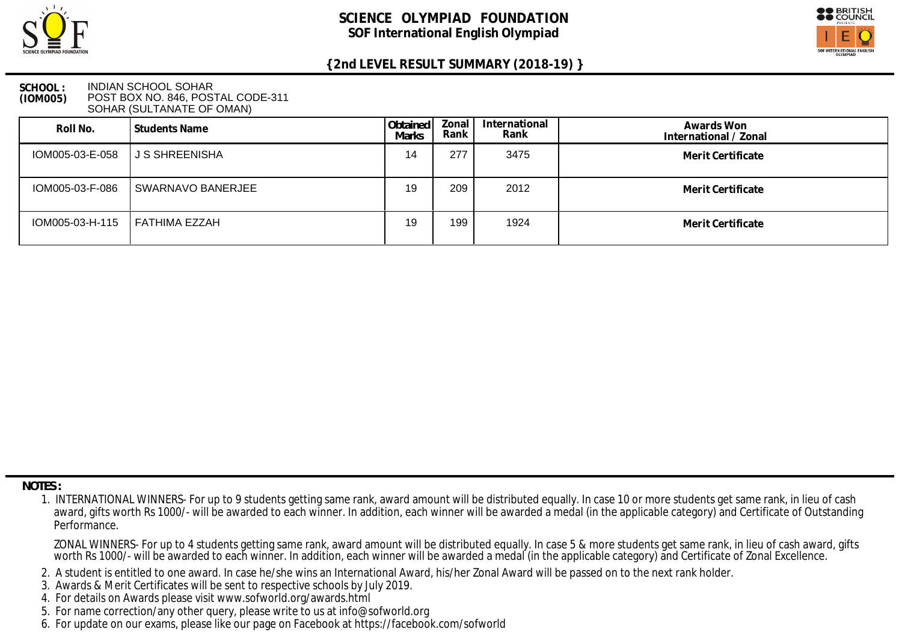# SCIENCE OLYMPIAD FOUNDATION

## SOF International English Olympiad

### {2nd LEVEL RESULT SUMMARY (2018-19) }

**SCHOOL : (IOM005)** INDIAN SCHOOL SOHAR
POST BOX NO. 846, POSTAL CODE-311
SOHAR (SULTANATE OF OMAN)

| Roll No. | Students Name | Obtained Marks | Zonal Rank | International Rank | Awards Won International / Zonal |
|---|---|---|---|---|---|
| IOM005-03-E-058 | J S SHREENISHA | 14 | 277 | 3475 | Merit Certificate |
| IOM005-03-F-086 | SWARNAVO BANERJEE | 19 | 209 | 2012 | Merit Certificate |
| IOM005-03-H-115 | FATHIMA EZZAH | 19 | 199 | 1924 | Merit Certificate |

**NOTES :**

1. INTERNATIONAL WINNERS- For up to 9 students getting same rank, award amount will be distributed equally. In case 10 or more students get same rank, in lieu of cash award, gifts worth Rs 1000/- will be awarded to each winner. In addition, each winner will be awarded a medal (in the applicable category) and Certificate of Outstanding Performance.

   ZONAL WINNERS- For up to 4 students getting same rank, award amount will be distributed equally. In case 5 & more students get same rank, in lieu of cash award, gifts worth Rs 1000/- will be awarded to each winner. In addition, each winner will be awarded a medal (in the applicable category) and Certificate of Zonal Excellence.
2. A student is entitled to one award. In case he/she wins an International Award, his/her Zonal Award will be passed on to the next rank holder.
3. Awards & Merit Certificates will be sent to respective schools by July 2019.
4. For details on Awards please visit www.sofworld.org/awards.html
5. For name correction/any other query, please write to us at info@sofworld.org
6. For update on our exams, please like our page on Facebook at https://facebook.com/sofworld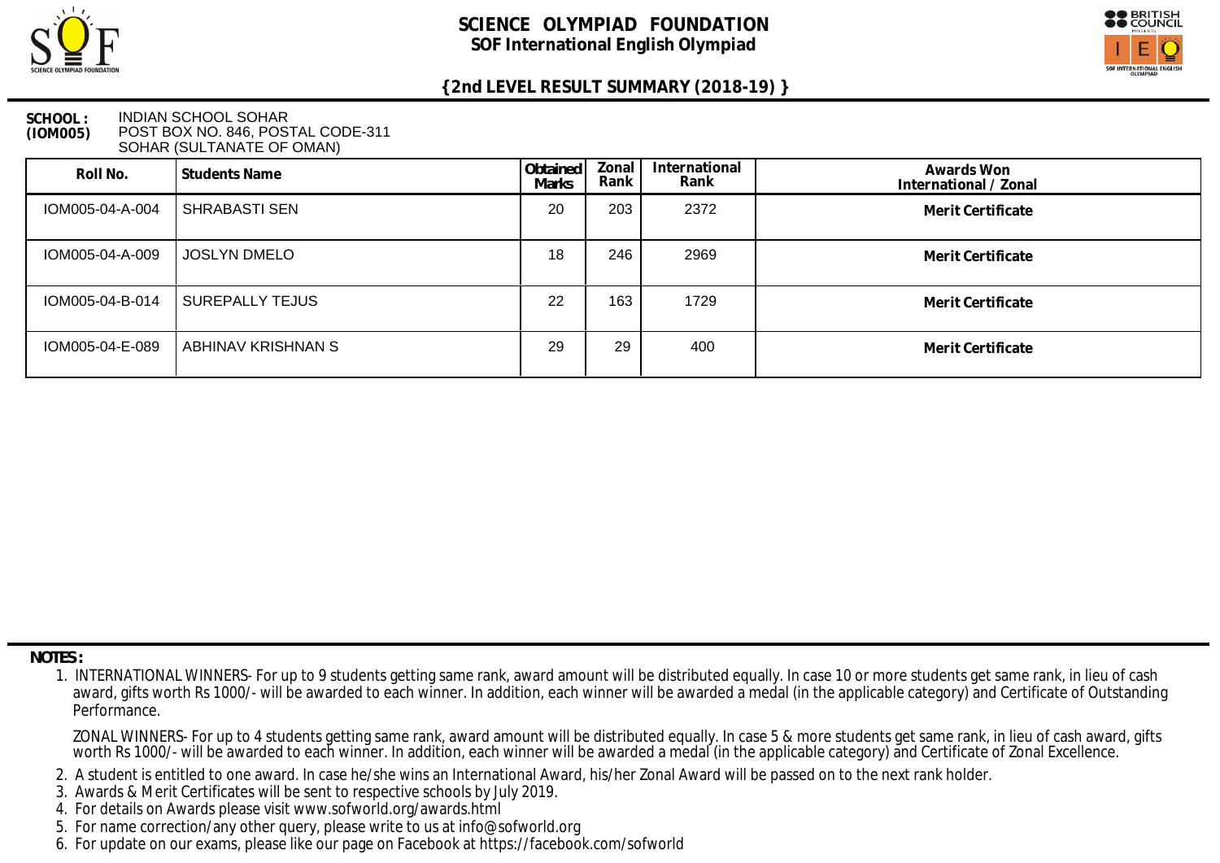# SCIENCE OLYMPIAD FOUNDATION

## SOF International English Olympiad

### {2nd LEVEL RESULT SUMMARY (2018-19) }

**SCHOOL : (IOM005)**
INDIAN SCHOOL SOHAR
POST BOX NO. 846, POSTAL CODE-311
SOHAR (SULTANATE OF OMAN)

| Roll No. | Students Name | Obtained Marks | Zonal Rank | International Rank | Awards Won International / Zonal |
|---|---|---|---|---|---|
| IOM005-04-A-004 | SHRABASTI SEN | 20 | 203 | 2372 | Merit Certificate |
| IOM005-04-A-009 | JOSLYN DMELO | 18 | 246 | 2969 | Merit Certificate |
| IOM005-04-B-014 | SUREPALLY TEJUS | 22 | 163 | 1729 | Merit Certificate |
| IOM005-04-E-089 | ABHINAV KRISHNAN S | 29 | 29 | 400 | Merit Certificate |

**NOTES :**

1. INTERNATIONAL WINNERS- For up to 9 students getting same rank, award amount will be distributed equally. In case 10 or more students get same rank, in lieu of cash award, gifts worth Rs 1000/- will be awarded to each winner. In addition, each winner will be awarded a medal (in the applicable category) and Certificate of Outstanding Performance.

   ZONAL WINNERS- For up to 4 students getting same rank, award amount will be distributed equally. In case 5 & more students get same rank, in lieu of cash award, gifts worth Rs 1000/- will be awarded to each winner. In addition, each winner will be awarded a medal (in the applicable category) and Certificate of Zonal Excellence.
2. A student is entitled to one award. In case he/she wins an International Award, his/her Zonal Award will be passed on to the next rank holder.
3. Awards & Merit Certificates will be sent to respective schools by July 2019.
4. For details on Awards please visit www.sofworld.org/awards.html
5. For name correction/any other query, please write to us at info@sofworld.org
6. For update on our exams, please like our page on Facebook at https://facebook.com/sofworld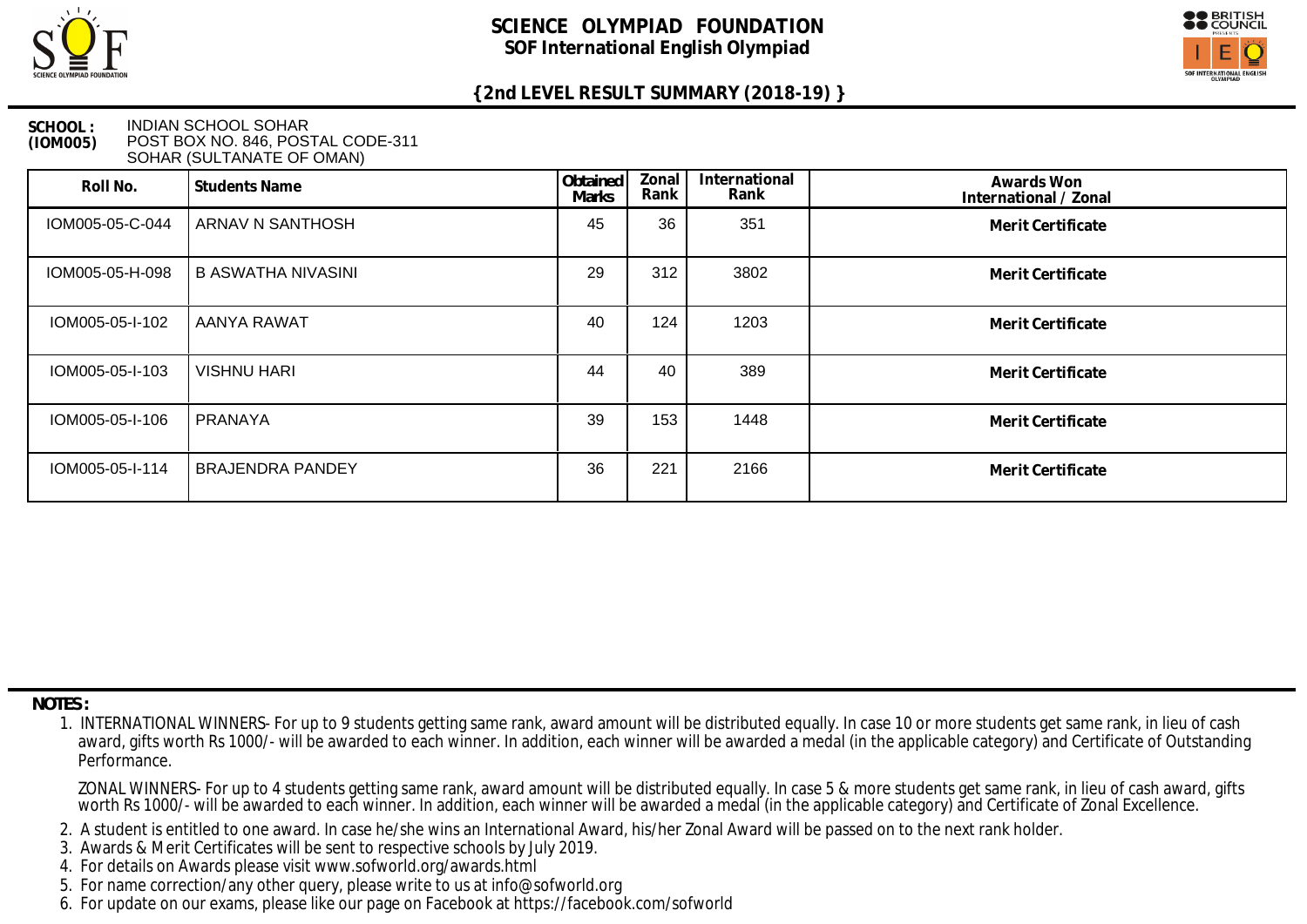# SCIENCE OLYMPIAD FOUNDATION

## SOF International English Olympiad

### {2nd LEVEL RESULT SUMMARY (2018-19) }

**SCHOOL : (IOM005)** INDIAN SCHOOL SOHAR
POST BOX NO. 846, POSTAL CODE-311
SOHAR (SULTANATE OF OMAN)

| Roll No. | Students Name | Obtained Marks | Zonal Rank | International Rank | Awards Won International / Zonal |
|---|---|---|---|---|---|
| IOM005-05-C-044 | ARNAV N SANTHOSH | 45 | 36 | 351 | Merit Certificate |
| IOM005-05-H-098 | B ASWATHA NIVASINI | 29 | 312 | 3802 | Merit Certificate |
| IOM005-05-I-102 | AANYA RAWAT | 40 | 124 | 1203 | Merit Certificate |
| IOM005-05-I-103 | VISHNU HARI | 44 | 40 | 389 | Merit Certificate |
| IOM005-05-I-106 | PRANAYA | 39 | 153 | 1448 | Merit Certificate |
| IOM005-05-I-114 | BRAJENDRA PANDEY | 36 | 221 | 2166 | Merit Certificate |

**NOTES :**

1. INTERNATIONAL WINNERS- For up to 9 students getting same rank, award amount will be distributed equally. In case 10 or more students get same rank, in lieu of cash award, gifts worth Rs 1000/- will be awarded to each winner. In addition, each winner will be awarded a medal (in the applicable category) and Certificate of Outstanding Performance.

   ZONAL WINNERS- For up to 4 students getting same rank, award amount will be distributed equally. In case 5 & more students get same rank, in lieu of cash award, gifts worth Rs 1000/- will be awarded to each winner. In addition, each winner will be awarded a medal (in the applicable category) and Certificate of Zonal Excellence.

2. A student is entitled to one award. In case he/she wins an International Award, his/her Zonal Award will be passed on to the next rank holder.
3. Awards & Merit Certificates will be sent to respective schools by July 2019.
4. For details on Awards please visit www.sofworld.org/awards.html
5. For name correction/any other query, please write to us at info@sofworld.org
6. For update on our exams, please like our page on Facebook at https://facebook.com/sofworld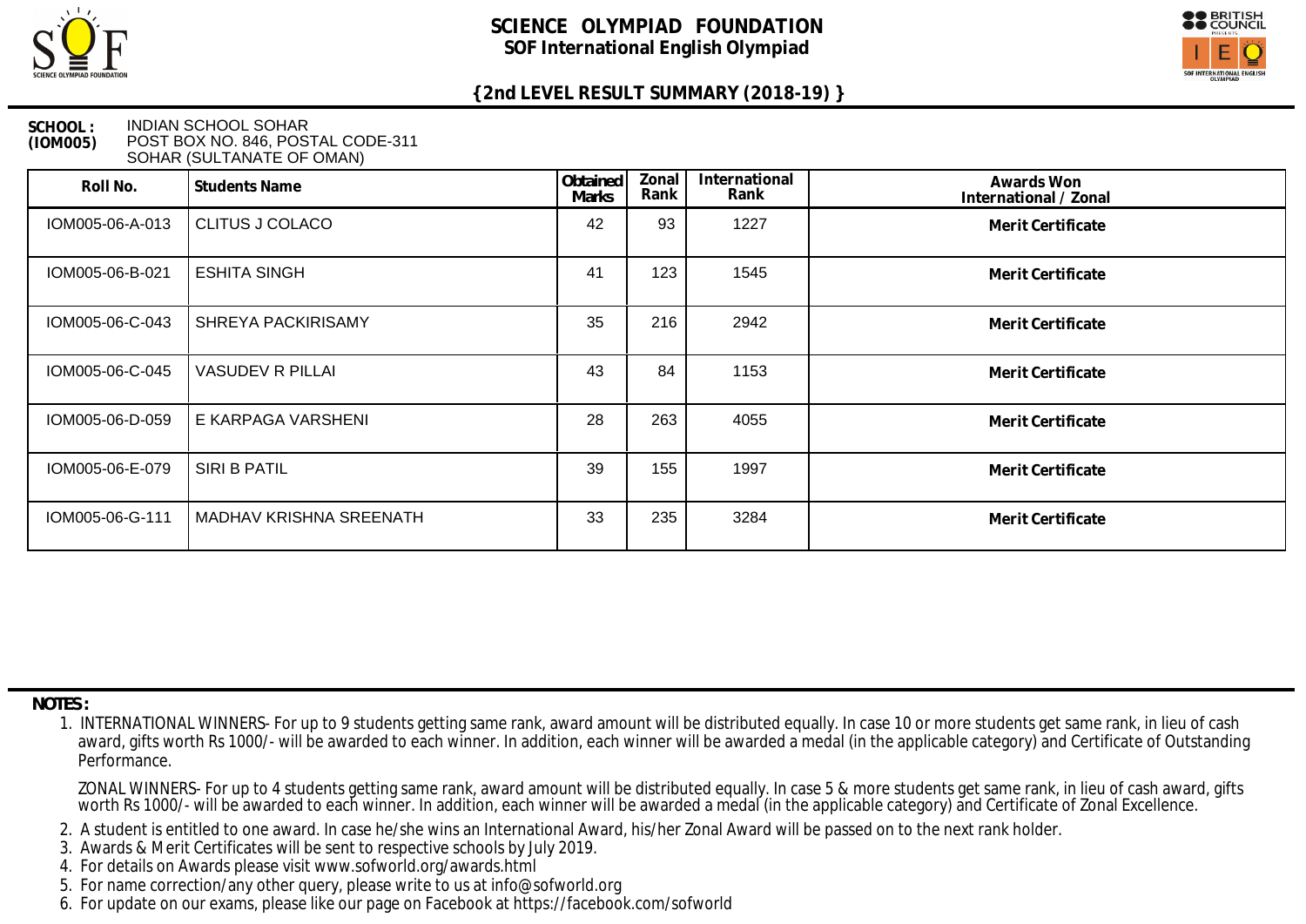# SCIENCE OLYMPIAD FOUNDATION

## SOF International English Olympiad

### {2nd LEVEL RESULT SUMMARY (2018-19) }

**SCHOOL : (IOM005)** INDIAN SCHOOL SOHAR
POST BOX NO. 846, POSTAL CODE-311
SOHAR (SULTANATE OF OMAN)

| Roll No. | Students Name | Obtained Marks | Zonal Rank | International Rank | Awards Won International / Zonal |
|---|---|---|---|---|---|
| IOM005-06-A-013 | CLITUS J COLACO | 42 | 93 | 1227 | **Merit Certificate** |
| IOM005-06-B-021 | ESHITA SINGH | 41 | 123 | 1545 | **Merit Certificate** |
| IOM005-06-C-043 | SHREYA PACKIRISAMY | 35 | 216 | 2942 | **Merit Certificate** |
| IOM005-06-C-045 | VASUDEV R PILLAI | 43 | 84 | 1153 | **Merit Certificate** |
| IOM005-06-D-059 | E KARPAGA VARSHENI | 28 | 263 | 4055 | **Merit Certificate** |
| IOM005-06-E-079 | SIRI B PATIL | 39 | 155 | 1997 | **Merit Certificate** |
| IOM005-06-G-111 | MADHAV KRISHNA SREENATH | 33 | 235 | 3284 | **Merit Certificate** |

**NOTES :**

1. INTERNATIONAL WINNERS- For up to 9 students getting same rank, award amount will be distributed equally. In case 10 or more students get same rank, in lieu of cash award, gifts worth Rs 1000/- will be awarded to each winner. In addition, each winner will be awarded a medal (in the applicable category) and Certificate of Outstanding Performance.

   ZONAL WINNERS- For up to 4 students getting same rank, award amount will be distributed equally. In case 5 & more students get same rank, in lieu of cash award, gifts worth Rs 1000/- will be awarded to each winner. In addition, each winner will be awarded a medal (in the applicable category) and Certificate of Zonal Excellence.
2. A student is entitled to one award. In case he/she wins an International Award, his/her Zonal Award will be passed on to the next rank holder.
3. Awards & Merit Certificates will be sent to respective schools by July 2019.
4. For details on Awards please visit www.sofworld.org/awards.html
5. For name correction/any other query, please write to us at info@sofworld.org
6. For update on our exams, please like our page on Facebook at https://facebook.com/sofworld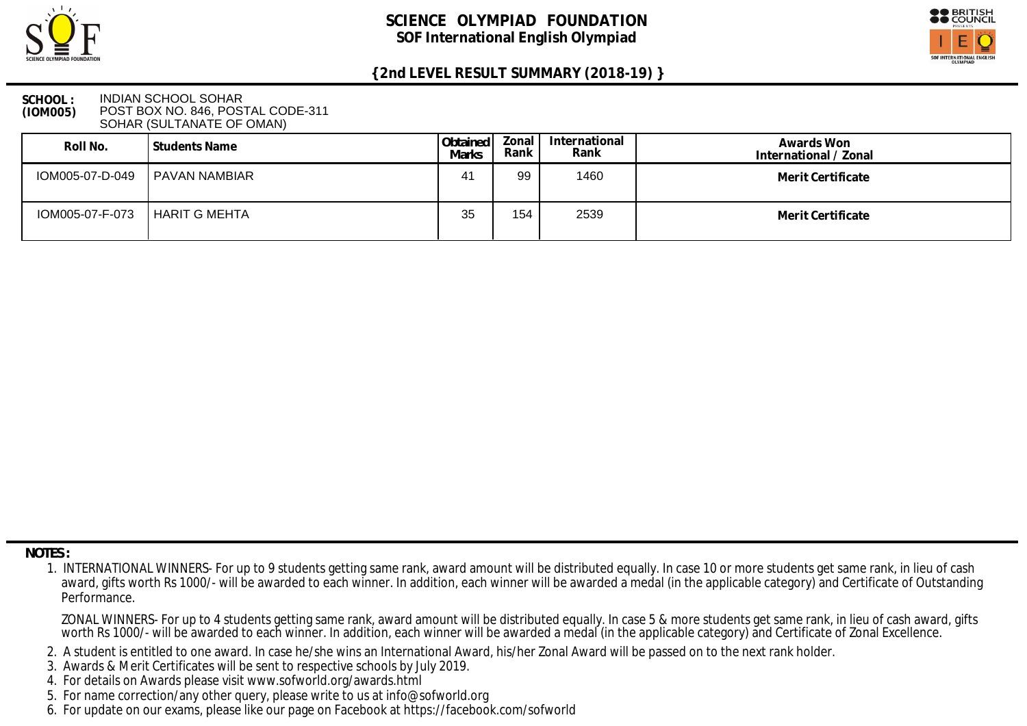# SCIENCE OLYMPIAD FOUNDATION

## SOF International English Olympiad

### {2nd LEVEL RESULT SUMMARY (2018-19) }

**SCHOOL : (IOM005)** INDIAN SCHOOL SOHAR
POST BOX NO. 846, POSTAL CODE-311
SOHAR (SULTANATE OF OMAN)

| Roll No. | Students Name | Obtained Marks | Zonal Rank | International Rank | Awards Won International / Zonal |
|---|---|---|---|---|---|
| IOM005-07-D-049 | PAVAN NAMBIAR | 41 | 99 | 1460 | **Merit Certificate** |
| IOM005-07-F-073 | HARIT G MEHTA | 35 | 154 | 2539 | **Merit Certificate** |

**NOTES :**

1. INTERNATIONAL WINNERS- For up to 9 students getting same rank, award amount will be distributed equally. In case 10 or more students get same rank, in lieu of cash award, gifts worth Rs 1000/- will be awarded to each winner. In addition, each winner will be awarded a medal (in the applicable category) and Certificate of Outstanding Performance.

   ZONAL WINNERS- For up to 4 students getting same rank, award amount will be distributed equally. In case 5 & more students get same rank, in lieu of cash award, gifts worth Rs 1000/- will be awarded to each winner. In addition, each winner will be awarded a medal (in the applicable category) and Certificate of Zonal Excellence.
2. A student is entitled to one award. In case he/she wins an International Award, his/her Zonal Award will be passed on to the next rank holder.
3. Awards & Merit Certificates will be sent to respective schools by July 2019.
4. For details on Awards please visit www.sofworld.org/awards.html
5. For name correction/any other query, please write to us at info@sofworld.org
6. For update on our exams, please like our page on Facebook at https://facebook.com/sofworld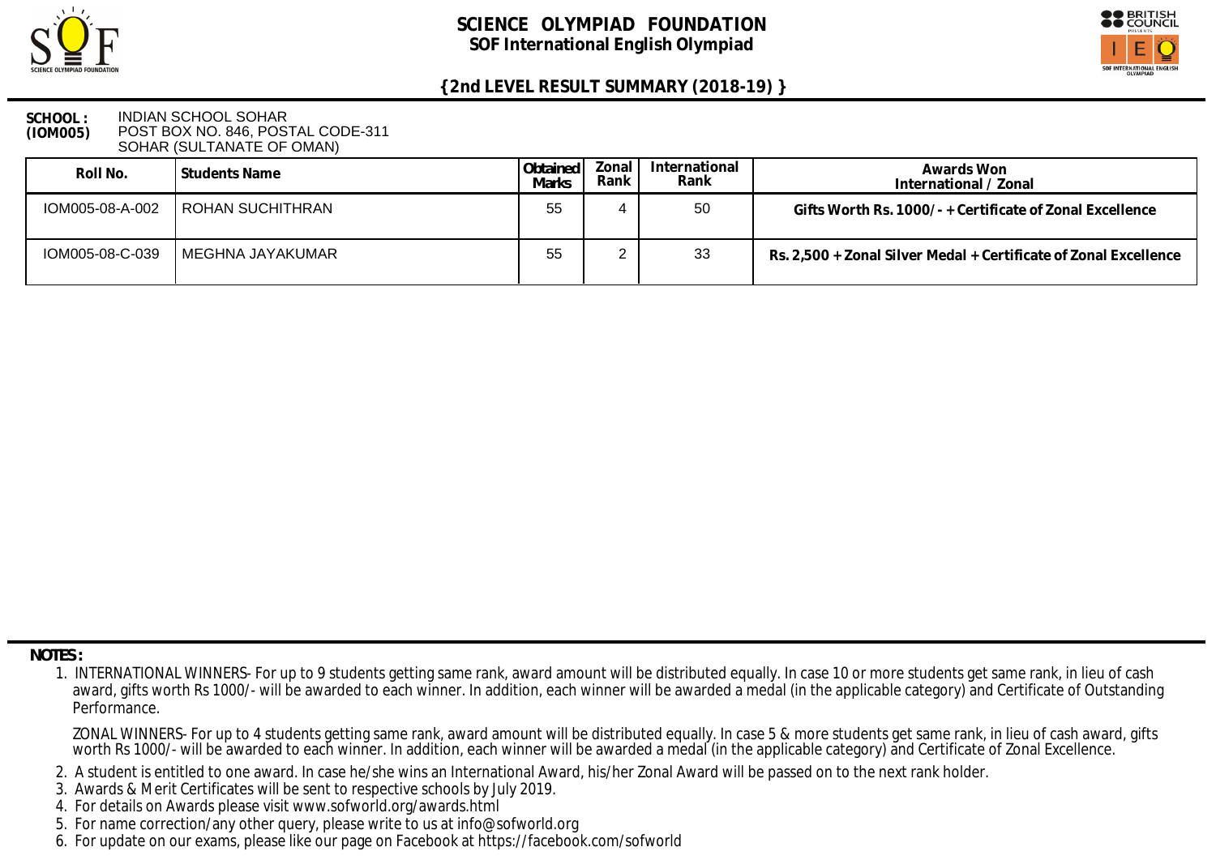# SCIENCE OLYMPIAD FOUNDATION
## SOF International English Olympiad

### {2nd LEVEL RESULT SUMMARY (2018-19) }

**SCHOOL :** INDIAN SCHOOL SOHAR
**(IOM005)** POST BOX NO. 846, POSTAL CODE-311
SOHAR (SULTANATE OF OMAN)

| Roll No. | Students Name | Obtained Marks | Zonal Rank | International Rank | Awards Won International / Zonal |
|---|---|---|---|---|---|
| IOM005-08-A-002 | ROHAN SUCHITHRAN | 55 | 4 | 50 | **Gifts Worth Rs. 1000/- + Certificate of Zonal Excellence** |
| IOM005-08-C-039 | MEGHNA JAYAKUMAR | 55 | 2 | 33 | **Rs. 2,500 + Zonal Silver Medal + Certificate of Zonal Excellence** |

**NOTES :**

1. INTERNATIONAL WINNERS- For up to 9 students getting same rank, award amount will be distributed equally. In case 10 or more students get same rank, in lieu of cash award, gifts worth Rs 1000/- will be awarded to each winner. In addition, each winner will be awarded a medal (in the applicable category) and Certificate of Outstanding Performance.

   ZONAL WINNERS- For up to 4 students getting same rank, award amount will be distributed equally. In case 5 & more students get same rank, in lieu of cash award, gifts worth Rs 1000/- will be awarded to each winner. In addition, each winner will be awarded a medal (in the applicable category) and Certificate of Zonal Excellence.
2. A student is entitled to one award. In case he/she wins an International Award, his/her Zonal Award will be passed on to the next rank holder.
3. Awards & Merit Certificates will be sent to respective schools by July 2019.
4. For details on Awards please visit www.sofworld.org/awards.html
5. For name correction/any other query, please write to us at info@sofworld.org
6. For update on our exams, please like our page on Facebook at https://facebook.com/sofworld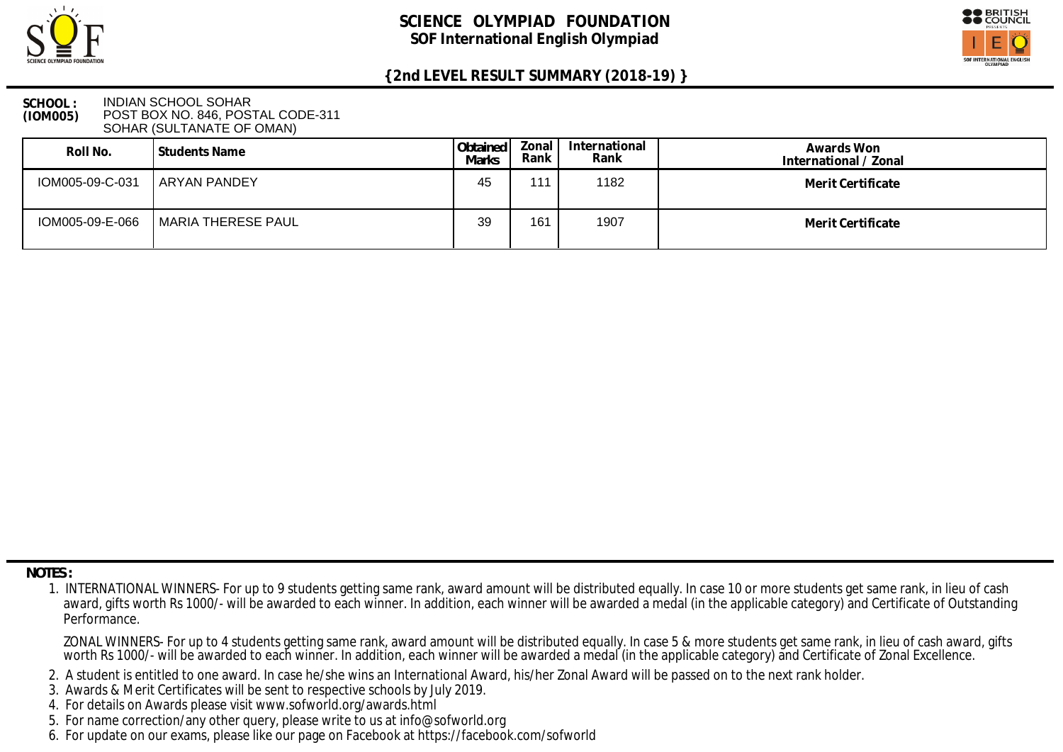# SCIENCE OLYMPIAD FOUNDATION

## SOF International English Olympiad

### {2nd LEVEL RESULT SUMMARY (2018-19) }

**SCHOOL : (IOM005)** INDIAN SCHOOL SOHAR
POST BOX NO. 846, POSTAL CODE-311
SOHAR (SULTANATE OF OMAN)

| Roll No. | Students Name | Obtained Marks | Zonal Rank | International Rank | Awards Won International / Zonal |
|---|---|---|---|---|---|
| IOM005-09-C-031 | ARYAN PANDEY | 45 | 111 | 1182 | Merit Certificate |
| IOM005-09-E-066 | MARIA THERESE PAUL | 39 | 161 | 1907 | Merit Certificate |

**NOTES :**

1. INTERNATIONAL WINNERS- For up to 9 students getting same rank, award amount will be distributed equally. In case 10 or more students get same rank, in lieu of cash award, gifts worth Rs 1000/- will be awarded to each winner. In addition, each winner will be awarded a medal (in the applicable category) and Certificate of Outstanding Performance.

   ZONAL WINNERS- For up to 4 students getting same rank, award amount will be distributed equally. In case 5 & more students get same rank, in lieu of cash award, gifts worth Rs 1000/- will be awarded to each winner. In addition, each winner will be awarded a medal (in the applicable category) and Certificate of Zonal Excellence.
2. A student is entitled to one award. In case he/she wins an International Award, his/her Zonal Award will be passed on to the next rank holder.
3. Awards & Merit Certificates will be sent to respective schools by July 2019.
4. For details on Awards please visit www.sofworld.org/awards.html
5. For name correction/any other query, please write to us at info@sofworld.org
6. For update on our exams, please like our page on Facebook at https://facebook.com/sofworld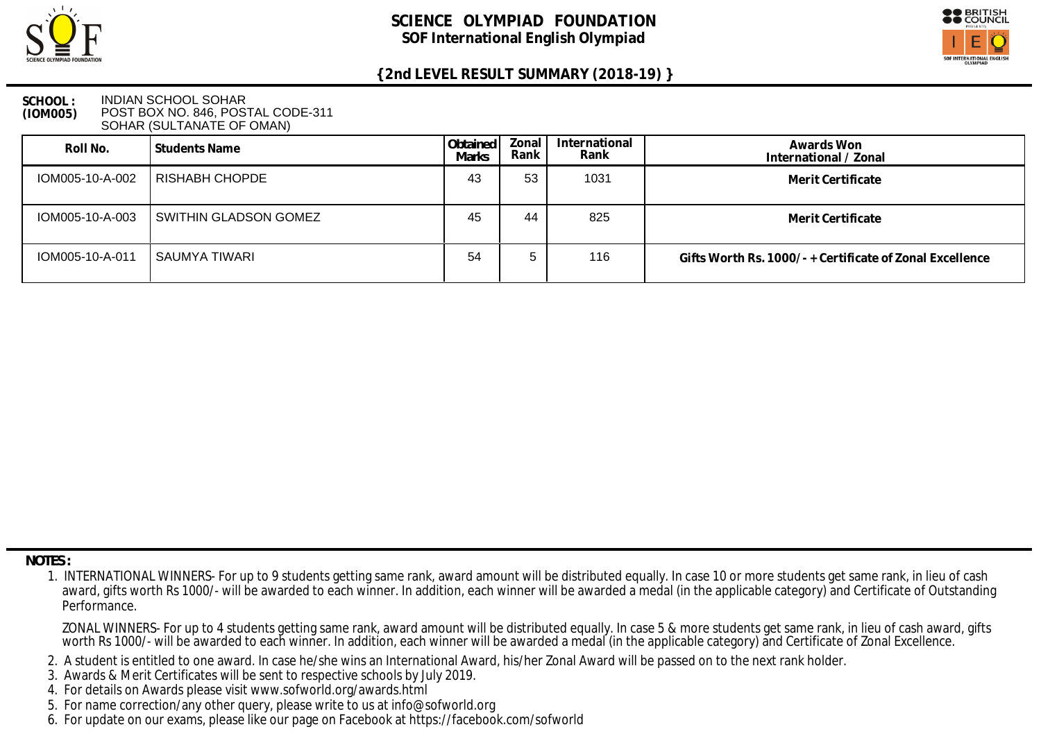# SCIENCE OLYMPIAD FOUNDATION

## SOF International English Olympiad

### {2nd LEVEL RESULT SUMMARY (2018-19) }

**SCHOOL : (IOM005)** INDIAN SCHOOL SOHAR
POST BOX NO. 846, POSTAL CODE-311
SOHAR (SULTANATE OF OMAN)

| Roll No. | Students Name | Obtained Marks | Zonal Rank | International Rank | Awards Won International / Zonal |
|---|---|---|---|---|---|
| IOM005-10-A-002 | RISHABH CHOPDE | 43 | 53 | 1031 | Merit Certificate |
| IOM005-10-A-003 | SWITHIN GLADSON GOMEZ | 45 | 44 | 825 | Merit Certificate |
| IOM005-10-A-011 | SAUMYA TIWARI | 54 | 5 | 116 | Gifts Worth Rs. 1000/- + Certificate of Zonal Excellence |

**NOTES :**

1. INTERNATIONAL WINNERS- For up to 9 students getting same rank, award amount will be distributed equally. In case 10 or more students get same rank, in lieu of cash award, gifts worth Rs 1000/- will be awarded to each winner. In addition, each winner will be awarded a medal (in the applicable category) and Certificate of Outstanding Performance.

   ZONAL WINNERS- For up to 4 students getting same rank, award amount will be distributed equally. In case 5 & more students get same rank, in lieu of cash award, gifts worth Rs 1000/- will be awarded to each winner. In addition, each winner will be awarded a medal (in the applicable category) and Certificate of Zonal Excellence.

2. A student is entitled to one award. In case he/she wins an International Award, his/her Zonal Award will be passed on to the next rank holder.
3. Awards & Merit Certificates will be sent to respective schools by July 2019.
4. For details on Awards please visit www.sofworld.org/awards.html
5. For name correction/any other query, please write to us at info@sofworld.org
6. For update on our exams, please like our page on Facebook at https://facebook.com/sofworld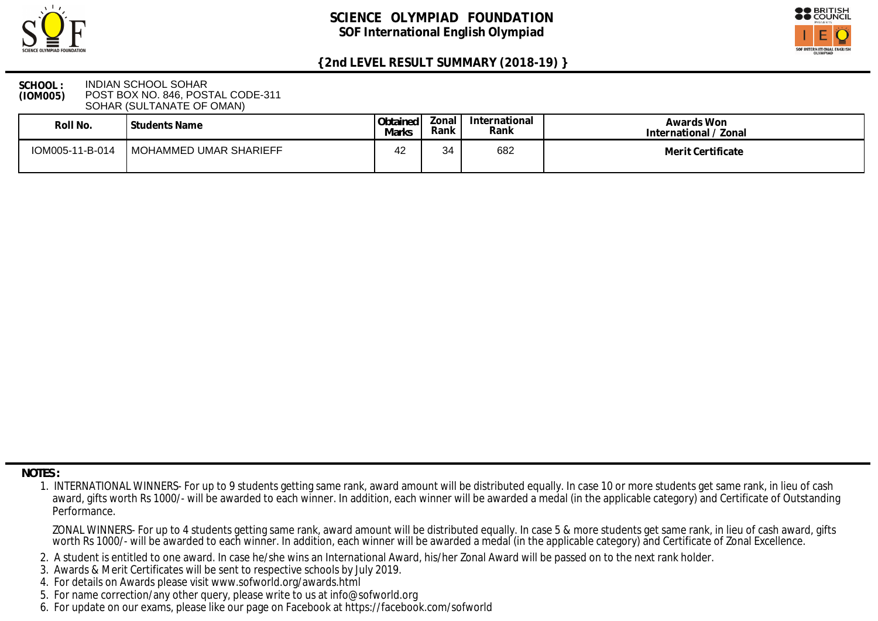# SCIENCE OLYMPIAD FOUNDATION

## SOF International English Olympiad

### {2nd LEVEL RESULT SUMMARY (2018-19) }

**SCHOOL : (IOM005)** INDIAN SCHOOL SOHAR
POST BOX NO. 846, POSTAL CODE-311
SOHAR (SULTANATE OF OMAN)

| Roll No. | Students Name | Obtained Marks | Zonal Rank | International Rank | Awards Won International / Zonal |
|---|---|---|---|---|---|
| IOM005-11-B-014 | MOHAMMED UMAR SHARIEFF | 42 | 34 | 682 | **Merit Certificate** |

**NOTES :**

1. INTERNATIONAL WINNERS- For up to 9 students getting same rank, award amount will be distributed equally. In case 10 or more students get same rank, in lieu of cash award, gifts worth Rs 1000/- will be awarded to each winner. In addition, each winner will be awarded a medal (in the applicable category) and Certificate of Outstanding Performance.

   ZONAL WINNERS- For up to 4 students getting same rank, award amount will be distributed equally. In case 5 & more students get same rank, in lieu of cash award, gifts worth Rs 1000/- will be awarded to each winner. In addition, each winner will be awarded a medal (in the applicable category) and Certificate of Zonal Excellence.

2. A student is entitled to one award. In case he/she wins an International Award, his/her Zonal Award will be passed on to the next rank holder.
3. Awards & Merit Certificates will be sent to respective schools by July 2019.
4. For details on Awards please visit www.sofworld.org/awards.html
5. For name correction/any other query, please write to us at info@sofworld.org
6. For update on our exams, please like our page on Facebook at https://facebook.com/sofworld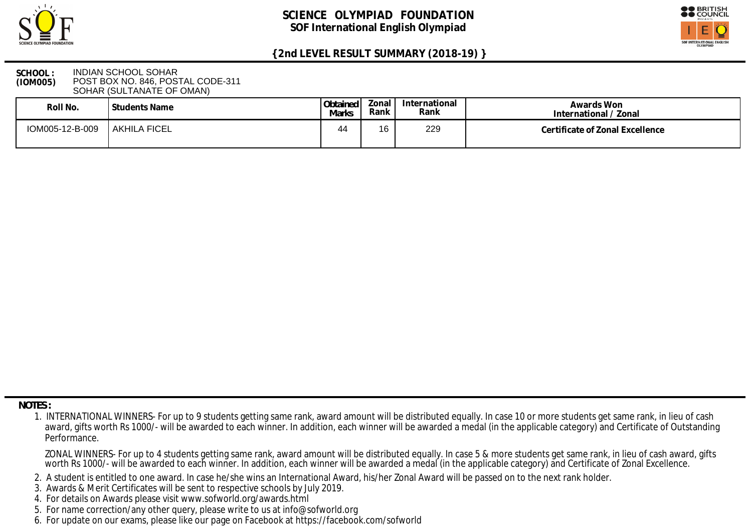# SCIENCE OLYMPIAD FOUNDATION

## SOF International English Olympiad

### {2nd LEVEL RESULT SUMMARY (2018-19) }

**SCHOOL : (IOM005)** INDIAN SCHOOL SOHAR
POST BOX NO. 846, POSTAL CODE-311
SOHAR (SULTANATE OF OMAN)

| Roll No. | Students Name | Obtained Marks | Zonal Rank | International Rank | Awards Won International / Zonal |
|---|---|---|---|---|---|
| IOM005-12-B-009 | AKHILA FICEL | 44 | 16 | 229 | **Certificate of Zonal Excellence** |

**NOTES :**

1. INTERNATIONAL WINNERS- For up to 9 students getting same rank, award amount will be distributed equally. In case 10 or more students get same rank, in lieu of cash award, gifts worth Rs 1000/- will be awarded to each winner. In addition, each winner will be awarded a medal (in the applicable category) and Certificate of Outstanding Performance.

   ZONAL WINNERS- For up to 4 students getting same rank, award amount will be distributed equally. In case 5 & more students get same rank, in lieu of cash award, gifts worth Rs 1000/- will be awarded to each winner. In addition, each winner will be awarded a medal (in the applicable category) and Certificate of Zonal Excellence.

2. A student is entitled to one award. In case he/she wins an International Award, his/her Zonal Award will be passed on to the next rank holder.
3. Awards & Merit Certificates will be sent to respective schools by July 2019.
4. For details on Awards please visit www.sofworld.org/awards.html
5. For name correction/any other query, please write to us at info@sofworld.org
6. For update on our exams, please like our page on Facebook at https://facebook.com/sofworld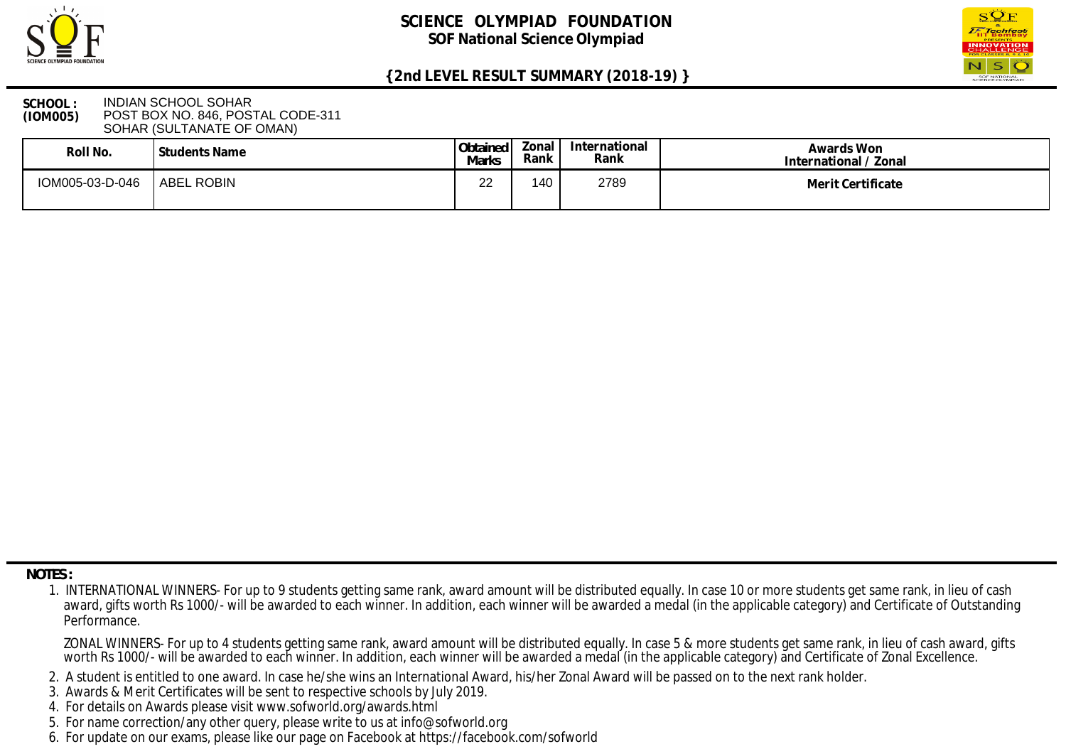# SCIENCE OLYMPIAD FOUNDATION

## SOF National Science Olympiad

### {2nd LEVEL RESULT SUMMARY (2018-19) }

**SCHOOL : (IOM005)** INDIAN SCHOOL SOHAR
POST BOX NO. 846, POSTAL CODE-311
SOHAR (SULTANATE OF OMAN)

| Roll No. | Students Name | Obtained Marks | Zonal Rank | International Rank | Awards Won International / Zonal |
|---|---|---|---|---|---|
| IOM005-03-D-046 | ABEL ROBIN | 22 | 140 | 2789 | **Merit Certificate** |

**NOTES :**

1. INTERNATIONAL WINNERS- For up to 9 students getting same rank, award amount will be distributed equally. In case 10 or more students get same rank, in lieu of cash award, gifts worth Rs 1000/- will be awarded to each winner. In addition, each winner will be awarded a medal (in the applicable category) and Certificate of Outstanding Performance.

   ZONAL WINNERS- For up to 4 students getting same rank, award amount will be distributed equally. In case 5 & more students get same rank, in lieu of cash award, gifts worth Rs 1000/- will be awarded to each winner. In addition, each winner will be awarded a medal (in the applicable category) and Certificate of Zonal Excellence.
2. A student is entitled to one award. In case he/she wins an International Award, his/her Zonal Award will be passed on to the next rank holder.
3. Awards & Merit Certificates will be sent to respective schools by July 2019.
4. For details on Awards please visit www.sofworld.org/awards.html
5. For name correction/any other query, please write to us at info@sofworld.org
6. For update on our exams, please like our page on Facebook at https://facebook.com/sofworld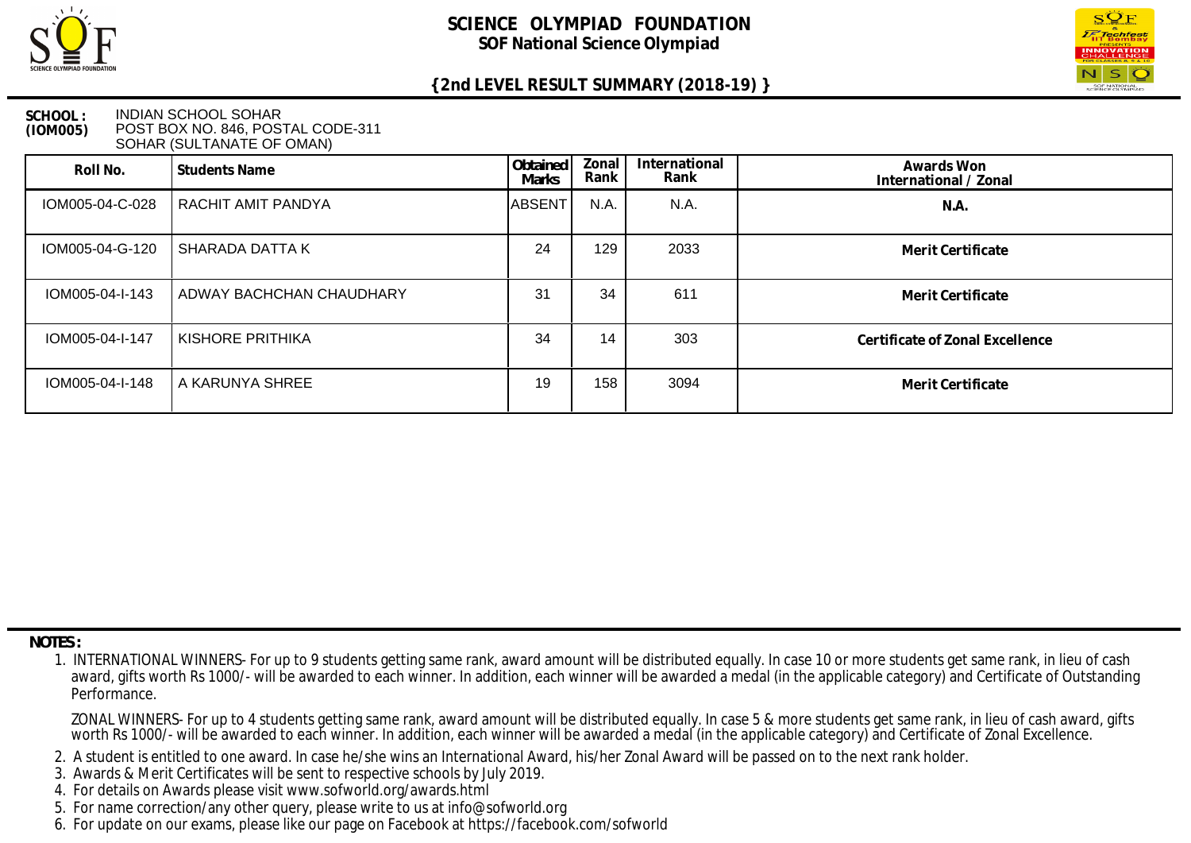# SCIENCE OLYMPIAD FOUNDATION

## SOF National Science Olympiad

### {2nd LEVEL RESULT SUMMARY (2018-19) }

**SCHOOL : (IOM005)** INDIAN SCHOOL SOHAR
POST BOX NO. 846, POSTAL CODE-311
SOHAR (SULTANATE OF OMAN)

| Roll No. | Students Name | Obtained Marks | Zonal Rank | International Rank | Awards Won International / Zonal |
|---|---|---|---|---|---|
| IOM005-04-C-028 | RACHIT AMIT PANDYA | ABSENT | N.A. | N.A. | N.A. |
| IOM005-04-G-120 | SHARADA DATTA K | 24 | 129 | 2033 | Merit Certificate |
| IOM005-04-I-143 | ADWAY BACHCHAN CHAUDHARY | 31 | 34 | 611 | Merit Certificate |
| IOM005-04-I-147 | KISHORE PRITHIKA | 34 | 14 | 303 | Certificate of Zonal Excellence |
| IOM005-04-I-148 | A KARUNYA SHREE | 19 | 158 | 3094 | Merit Certificate |

**NOTES :**

1. INTERNATIONAL WINNERS- For up to 9 students getting same rank, award amount will be distributed equally. In case 10 or more students get same rank, in lieu of cash award, gifts worth Rs 1000/- will be awarded to each winner. In addition, each winner will be awarded a medal (in the applicable category) and Certificate of Outstanding Performance.

   ZONAL WINNERS- For up to 4 students getting same rank, award amount will be distributed equally. In case 5 & more students get same rank, in lieu of cash award, gifts worth Rs 1000/- will be awarded to each winner. In addition, each winner will be awarded a medal (in the applicable category) and Certificate of Zonal Excellence.
2. A student is entitled to one award. In case he/she wins an International Award, his/her Zonal Award will be passed on to the next rank holder.
3. Awards & Merit Certificates will be sent to respective schools by July 2019.
4. For details on Awards please visit www.sofworld.org/awards.html
5. For name correction/any other query, please write to us at info@sofworld.org
6. For update on our exams, please like our page on Facebook at https://facebook.com/sofworld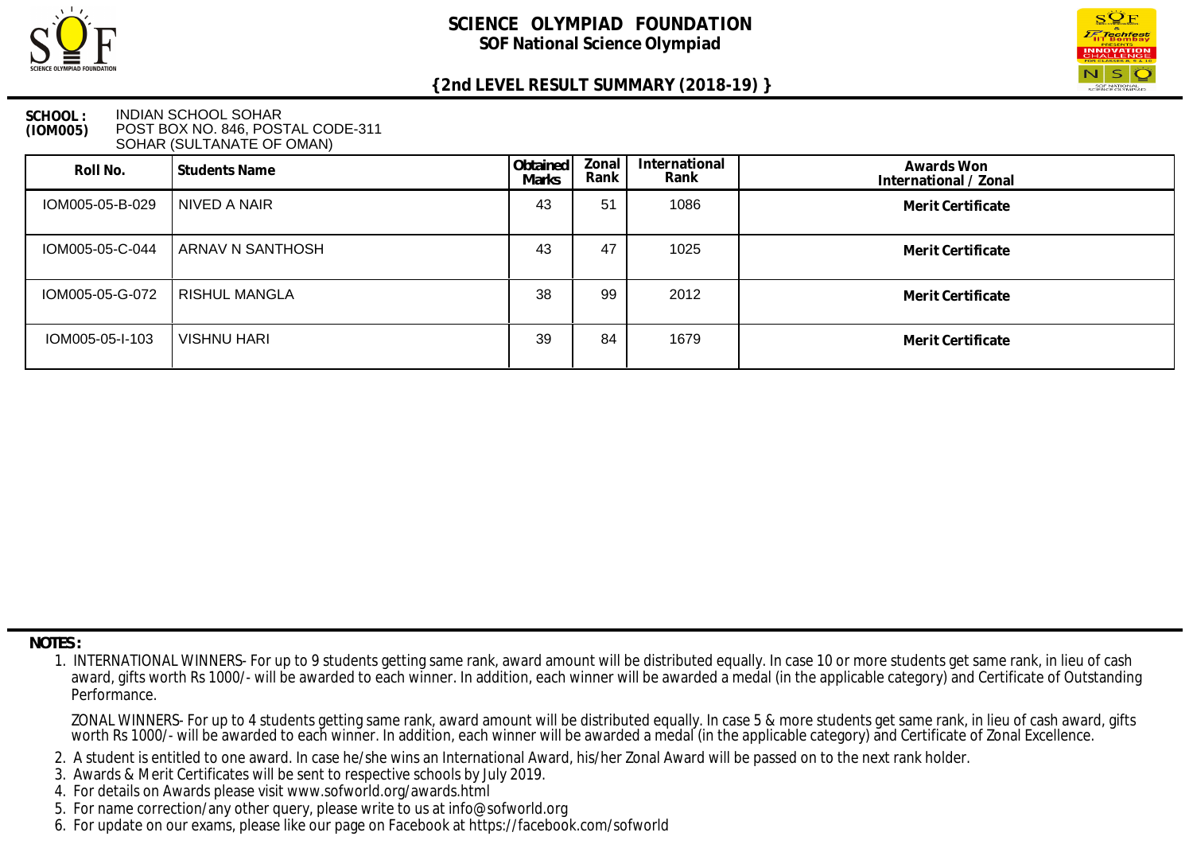# SCIENCE OLYMPIAD FOUNDATION

## SOF National Science Olympiad

### {2nd LEVEL RESULT SUMMARY (2018-19) }

**SCHOOL : (IOM005)** INDIAN SCHOOL SOHAR
POST BOX NO. 846, POSTAL CODE-311
SOHAR (SULTANATE OF OMAN)

| Roll No. | Students Name | Obtained Marks | Zonal Rank | International Rank | Awards Won International / Zonal |
|---|---|---|---|---|---|
| IOM005-05-B-029 | NIVED A NAIR | 43 | 51 | 1086 | Merit Certificate |
| IOM005-05-C-044 | ARNAV N SANTHOSH | 43 | 47 | 1025 | Merit Certificate |
| IOM005-05-G-072 | RISHUL MANGLA | 38 | 99 | 2012 | Merit Certificate |
| IOM005-05-I-103 | VISHNU HARI | 39 | 84 | 1679 | Merit Certificate |

**NOTES :**

1. INTERNATIONAL WINNERS- For up to 9 students getting same rank, award amount will be distributed equally. In case 10 or more students get same rank, in lieu of cash award, gifts worth Rs 1000/- will be awarded to each winner. In addition, each winner will be awarded a medal (in the applicable category) and Certificate of Outstanding Performance.

   ZONAL WINNERS- For up to 4 students getting same rank, award amount will be distributed equally. In case 5 & more students get same rank, in lieu of cash award, gifts worth Rs 1000/- will be awarded to each winner. In addition, each winner will be awarded a medal (in the applicable category) and Certificate of Zonal Excellence.
2. A student is entitled to one award. In case he/she wins an International Award, his/her Zonal Award will be passed on to the next rank holder.
3. Awards & Merit Certificates will be sent to respective schools by July 2019.
4. For details on Awards please visit www.sofworld.org/awards.html
5. For name correction/any other query, please write to us at info@sofworld.org
6. For update on our exams, please like our page on Facebook at https://facebook.com/sofworld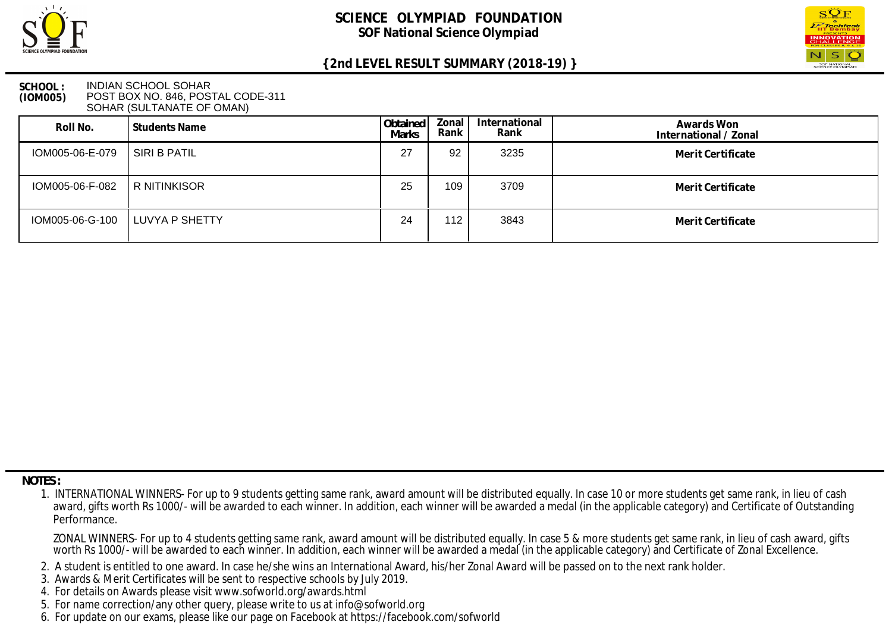# SCIENCE OLYMPIAD FOUNDATION

## SOF National Science Olympiad

### {2nd LEVEL RESULT SUMMARY (2018-19) }

**SCHOOL : (IOM005)** INDIAN SCHOOL SOHAR
POST BOX NO. 846, POSTAL CODE-311
SOHAR (SULTANATE OF OMAN)

| Roll No. | Students Name | Obtained Marks | Zonal Rank | International Rank | Awards Won International / Zonal |
|---|---|---|---|---|---|
| IOM005-06-E-079 | SIRI B PATIL | 27 | 92 | 3235 | Merit Certificate |
| IOM005-06-F-082 | R NITINKISOR | 25 | 109 | 3709 | Merit Certificate |
| IOM005-06-G-100 | LUVYA P SHETTY | 24 | 112 | 3843 | Merit Certificate |

**NOTES :**

1. INTERNATIONAL WINNERS- For up to 9 students getting same rank, award amount will be distributed equally. In case 10 or more students get same rank, in lieu of cash award, gifts worth Rs 1000/- will be awarded to each winner. In addition, each winner will be awarded a medal (in the applicable category) and Certificate of Outstanding Performance.

   ZONAL WINNERS- For up to 4 students getting same rank, award amount will be distributed equally. In case 5 & more students get same rank, in lieu of cash award, gifts worth Rs 1000/- will be awarded to each winner. In addition, each winner will be awarded a medal (in the applicable category) and Certificate of Zonal Excellence.
2. A student is entitled to one award. In case he/she wins an International Award, his/her Zonal Award will be passed on to the next rank holder.
3. Awards & Merit Certificates will be sent to respective schools by July 2019.
4. For details on Awards please visit www.sofworld.org/awards.html
5. For name correction/any other query, please write to us at info@sofworld.org
6. For update on our exams, please like our page on Facebook at https://facebook.com/sofworld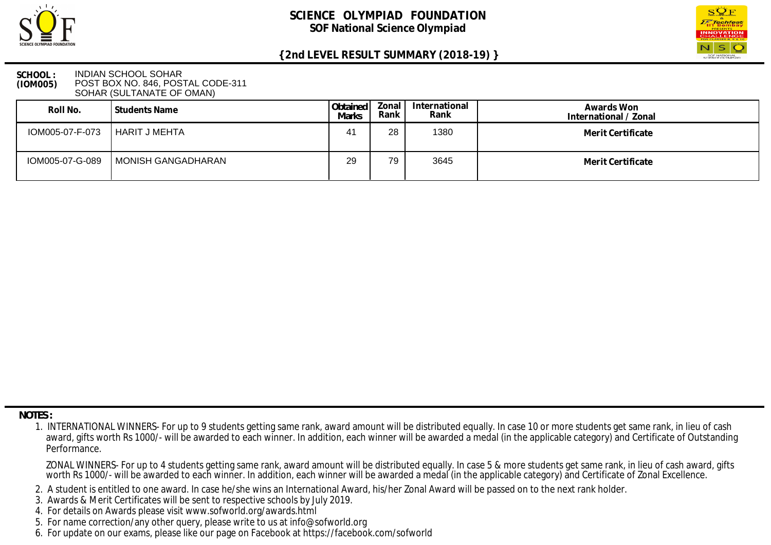# SCIENCE OLYMPIAD FOUNDATION

## SOF National Science Olympiad

### {2nd LEVEL RESULT SUMMARY (2018-19) }

**SCHOOL : (IOM005)** INDIAN SCHOOL SOHAR
POST BOX NO. 846, POSTAL CODE-311
SOHAR (SULTANATE OF OMAN)

| Roll No. | Students Name | Obtained Marks | Zonal Rank | International Rank | Awards Won International / Zonal |
|---|---|---|---|---|---|
| IOM005-07-F-073 | HARIT J MEHTA | 41 | 28 | 1380 | Merit Certificate |
| IOM005-07-G-089 | MONISH GANGADHARAN | 29 | 79 | 3645 | Merit Certificate |

**NOTES :**

1. INTERNATIONAL WINNERS- For up to 9 students getting same rank, award amount will be distributed equally. In case 10 or more students get same rank, in lieu of cash award, gifts worth Rs 1000/- will be awarded to each winner. In addition, each winner will be awarded a medal (in the applicable category) and Certificate of Outstanding Performance.

   ZONAL WINNERS- For up to 4 students getting same rank, award amount will be distributed equally. In case 5 & more students get same rank, in lieu of cash award, gifts worth Rs 1000/- will be awarded to each winner. In addition, each winner will be awarded a medal (in the applicable category) and Certificate of Zonal Excellence.

2. A student is entitled to one award. In case he/she wins an International Award, his/her Zonal Award will be passed on to the next rank holder.
3. Awards & Merit Certificates will be sent to respective schools by July 2019.
4. For details on Awards please visit www.sofworld.org/awards.html
5. For name correction/any other query, please write to us at info@sofworld.org
6. For update on our exams, please like our page on Facebook at https://facebook.com/sofworld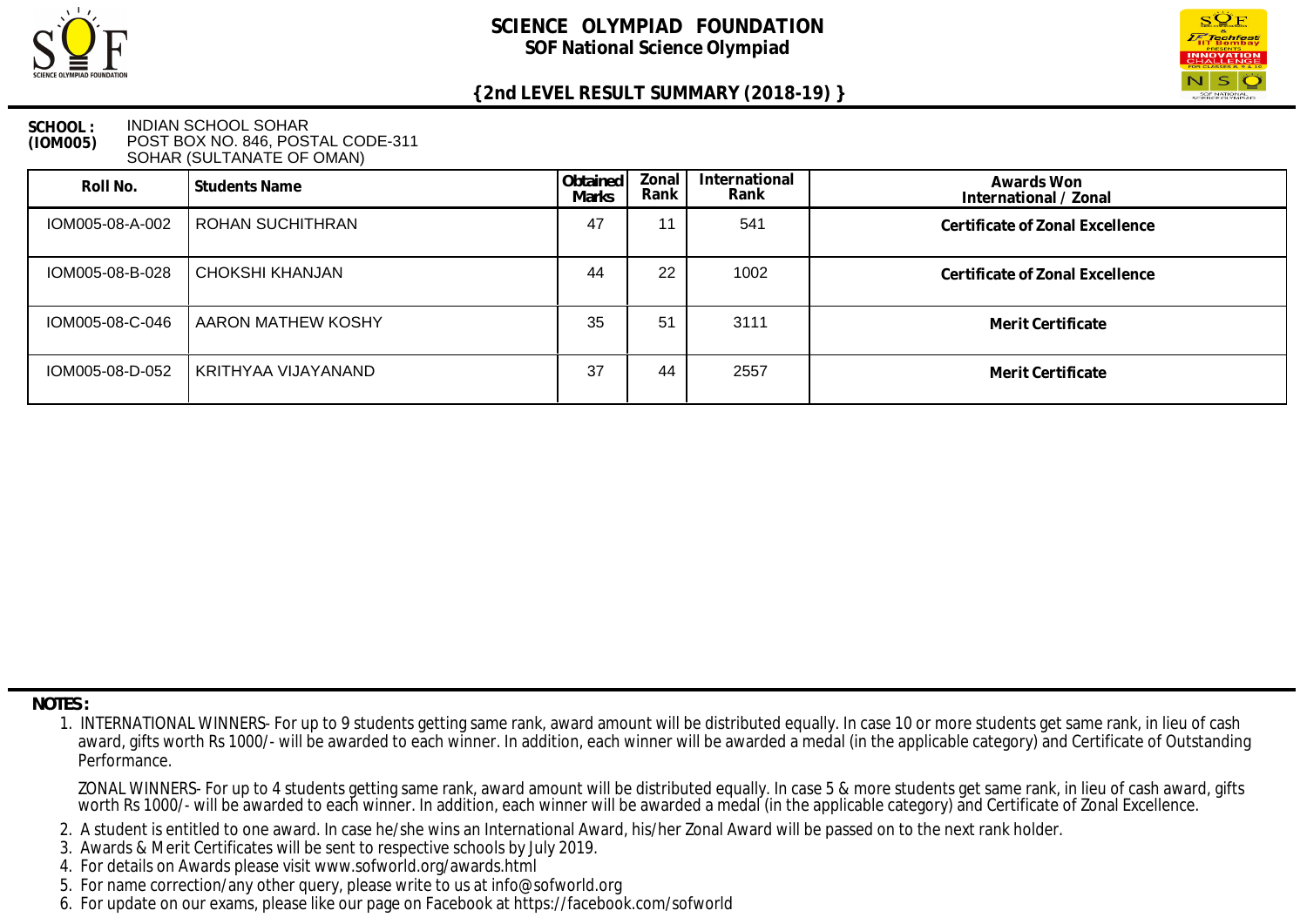# SCIENCE OLYMPIAD FOUNDATION
## SOF National Science Olympiad

### {2nd LEVEL RESULT SUMMARY (2018-19) }

**SCHOOL : (IOM005)** INDIAN SCHOOL SOHAR
POST BOX NO. 846, POSTAL CODE-311
SOHAR (SULTANATE OF OMAN)

| Roll No. | Students Name | Obtained Marks | Zonal Rank | International Rank | Awards Won International / Zonal |
|---|---|---|---|---|---|
| IOM005-08-A-002 | ROHAN SUCHITHRAN | 47 | 11 | 541 | Certificate of Zonal Excellence |
| IOM005-08-B-028 | CHOKSHI KHANJAN | 44 | 22 | 1002 | Certificate of Zonal Excellence |
| IOM005-08-C-046 | AARON MATHEW KOSHY | 35 | 51 | 3111 | Merit Certificate |
| IOM005-08-D-052 | KRITHYAA VIJAYANAND | 37 | 44 | 2557 | Merit Certificate |

**NOTES :**

1. INTERNATIONAL WINNERS- For up to 9 students getting same rank, award amount will be distributed equally. In case 10 or more students get same rank, in lieu of cash award, gifts worth Rs 1000/- will be awarded to each winner. In addition, each winner will be awarded a medal (in the applicable category) and Certificate of Outstanding Performance.

   ZONAL WINNERS- For up to 4 students getting same rank, award amount will be distributed equally. In case 5 & more students get same rank, in lieu of cash award, gifts worth Rs 1000/- will be awarded to each winner. In addition, each winner will be awarded a medal (in the applicable category) and Certificate of Zonal Excellence.
2. A student is entitled to one award. In case he/she wins an International Award, his/her Zonal Award will be passed on to the next rank holder.
3. Awards & Merit Certificates will be sent to respective schools by July 2019.
4. For details on Awards please visit www.sofworld.org/awards.html
5. For name correction/any other query, please write to us at info@sofworld.org
6. For update on our exams, please like our page on Facebook at https://facebook.com/sofworld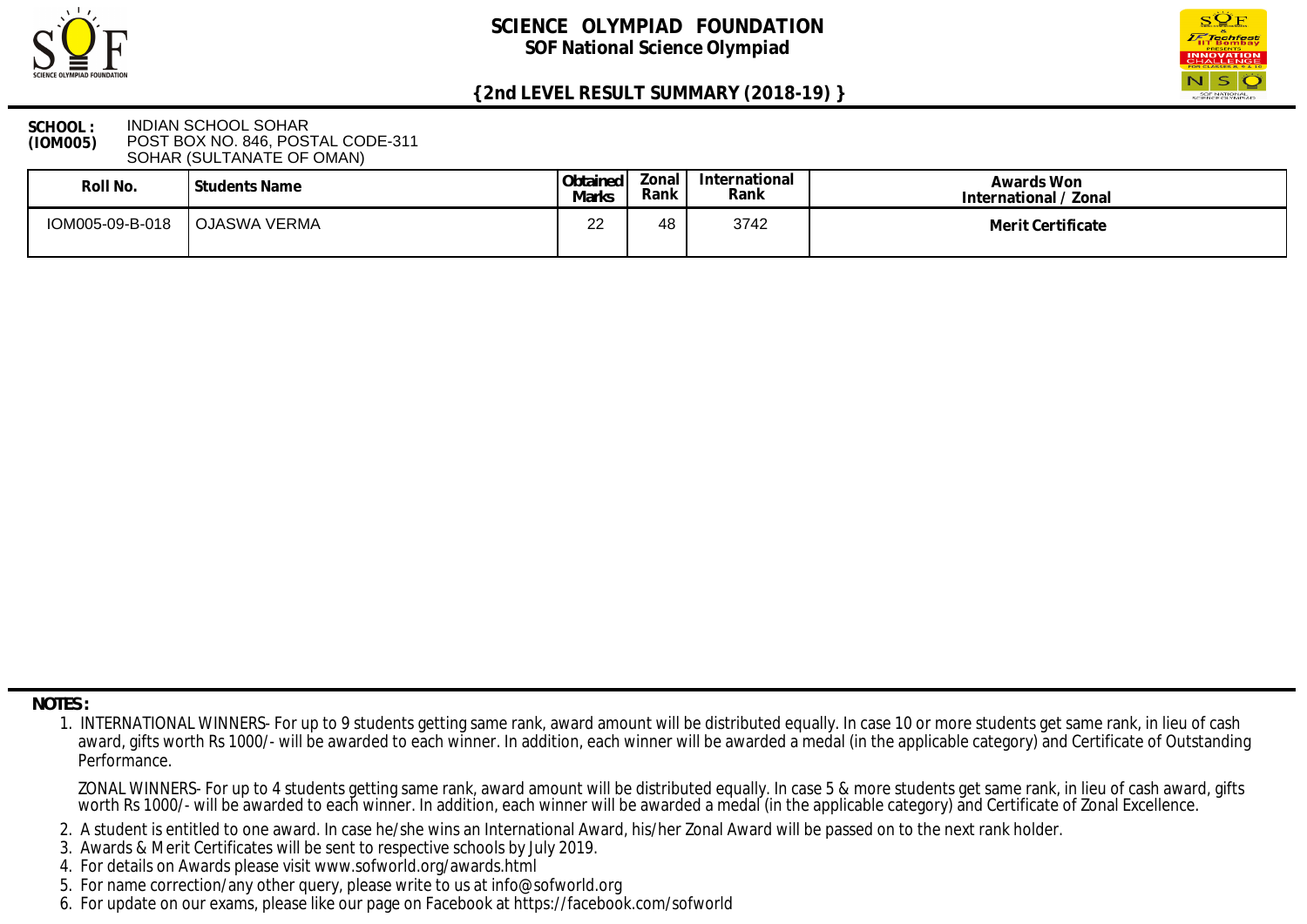# SCIENCE OLYMPIAD FOUNDATION

## SOF National Science Olympiad

### {2nd LEVEL RESULT SUMMARY (2018-19) }

**SCHOOL : (IOM005)** INDIAN SCHOOL SOHAR
POST BOX NO. 846, POSTAL CODE-311
SOHAR (SULTANATE OF OMAN)

| Roll No. | Students Name | Obtained Marks | Zonal Rank | International Rank | Awards Won International / Zonal |
|---|---|---|---|---|---|
| IOM005-09-B-018 | OJASWA VERMA | 22 | 48 | 3742 | Merit Certificate |

**NOTES :**

1. INTERNATIONAL WINNERS- For up to 9 students getting same rank, award amount will be distributed equally. In case 10 or more students get same rank, in lieu of cash award, gifts worth Rs 1000/- will be awarded to each winner. In addition, each winner will be awarded a medal (in the applicable category) and Certificate of Outstanding Performance.

   ZONAL WINNERS- For up to 4 students getting same rank, award amount will be distributed equally. In case 5 & more students get same rank, in lieu of cash award, gifts worth Rs 1000/- will be awarded to each winner. In addition, each winner will be awarded a medal (in the applicable category) and Certificate of Zonal Excellence.

2. A student is entitled to one award. In case he/she wins an International Award, his/her Zonal Award will be passed on to the next rank holder.
3. Awards & Merit Certificates will be sent to respective schools by July 2019.
4. For details on Awards please visit www.sofworld.org/awards.html
5. For name correction/any other query, please write to us at info@sofworld.org
6. For update on our exams, please like our page on Facebook at https://facebook.com/sofworld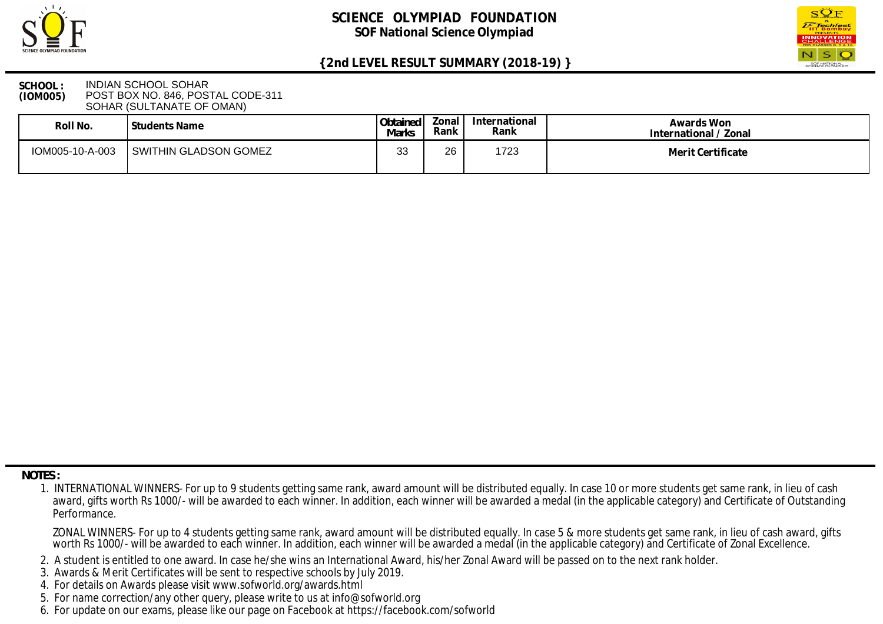# SCIENCE OLYMPIAD FOUNDATION

## SOF National Science Olympiad

### {2nd LEVEL RESULT SUMMARY (2018-19) }

**SCHOOL : (IOM005)** INDIAN SCHOOL SOHAR
POST BOX NO. 846, POSTAL CODE-311
SOHAR (SULTANATE OF OMAN)

| Roll No. | Students Name | Obtained Marks | Zonal Rank | International Rank | Awards Won International / Zonal |
|---|---|---|---|---|---|
| IOM005-10-A-003 | SWITHIN GLADSON GOMEZ | 33 | 26 | 1723 | Merit Certificate |

**NOTES :**

1. INTERNATIONAL WINNERS- For up to 9 students getting same rank, award amount will be distributed equally. In case 10 or more students get same rank, in lieu of cash award, gifts worth Rs 1000/- will be awarded to each winner. In addition, each winner will be awarded a medal (in the applicable category) and Certificate of Outstanding Performance.

   ZONAL WINNERS- For up to 4 students getting same rank, award amount will be distributed equally. In case 5 & more students get same rank, in lieu of cash award, gifts worth Rs 1000/- will be awarded to each winner. In addition, each winner will be awarded a medal (in the applicable category) and Certificate of Zonal Excellence.

2. A student is entitled to one award. In case he/she wins an International Award, his/her Zonal Award will be passed on to the next rank holder.
3. Awards & Merit Certificates will be sent to respective schools by July 2019.
4. For details on Awards please visit www.sofworld.org/awards.html
5. For name correction/any other query, please write to us at info@sofworld.org
6. For update on our exams, please like our page on Facebook at https://facebook.com/sofworld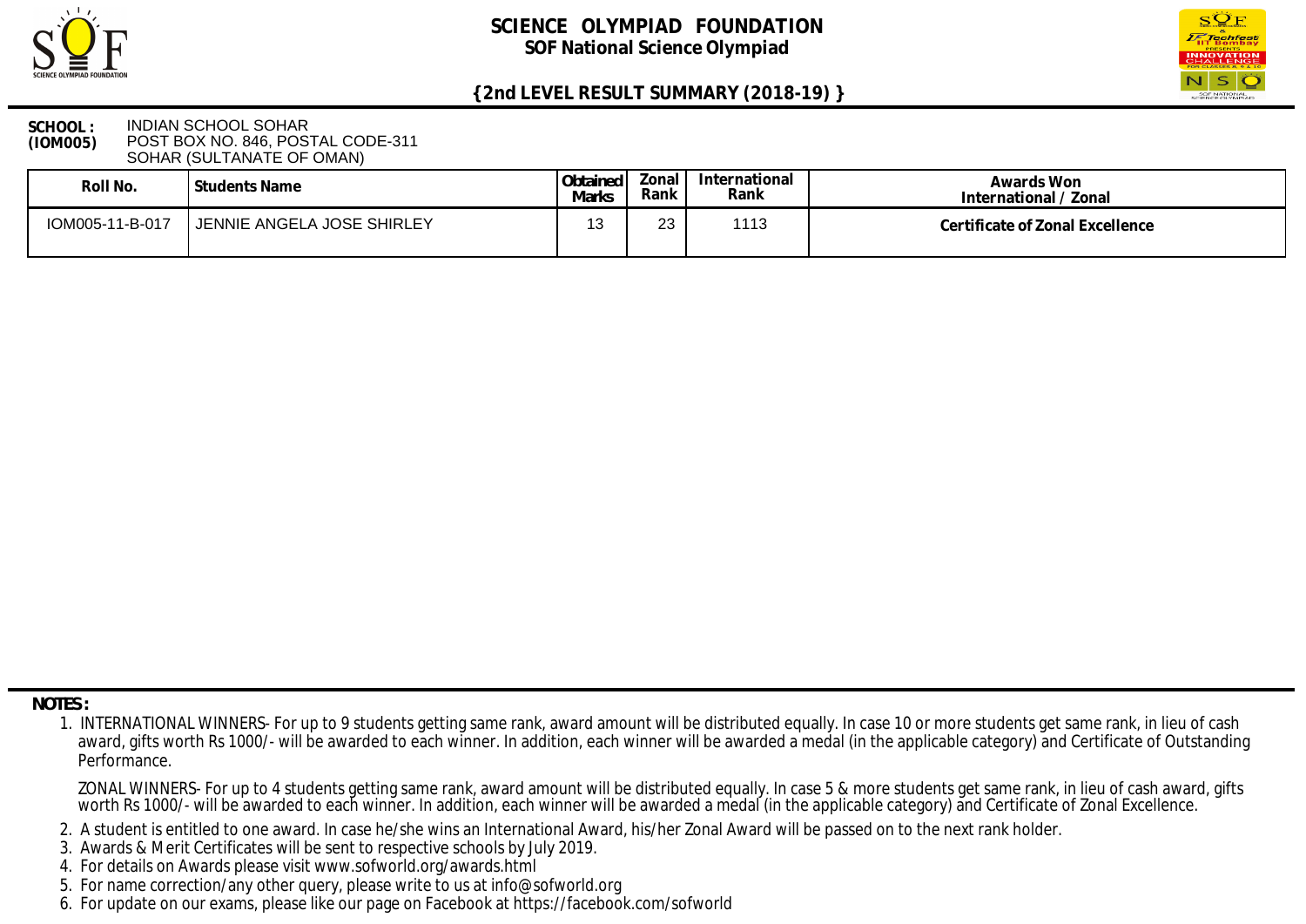# SCIENCE OLYMPIAD FOUNDATION

## SOF National Science Olympiad

### {2nd LEVEL RESULT SUMMARY (2018-19) }

**SCHOOL : (IOM005)** INDIAN SCHOOL SOHAR
POST BOX NO. 846, POSTAL CODE-311
SOHAR (SULTANATE OF OMAN)

| Roll No. | Students Name | Obtained Marks | Zonal Rank | International Rank | Awards Won International / Zonal |
|---|---|---|---|---|---|
| IOM005-11-B-017 | JENNIE ANGELA JOSE SHIRLEY | 13 | 23 | 1113 | **Certificate of Zonal Excellence** |

**NOTES :**

1. INTERNATIONAL WINNERS- For up to 9 students getting same rank, award amount will be distributed equally. In case 10 or more students get same rank, in lieu of cash award, gifts worth Rs 1000/- will be awarded to each winner. In addition, each winner will be awarded a medal (in the applicable category) and Certificate of Outstanding Performance.

   ZONAL WINNERS- For up to 4 students getting same rank, award amount will be distributed equally. In case 5 & more students get same rank, in lieu of cash award, gifts worth Rs 1000/- will be awarded to each winner. In addition, each winner will be awarded a medal (in the applicable category) and Certificate of Zonal Excellence.

2. A student is entitled to one award. In case he/she wins an International Award, his/her Zonal Award will be passed on to the next rank holder.
3. Awards & Merit Certificates will be sent to respective schools by July 2019.
4. For details on Awards please visit www.sofworld.org/awards.html
5. For name correction/any other query, please write to us at info@sofworld.org
6. For update on our exams, please like our page on Facebook at https://facebook.com/sofworld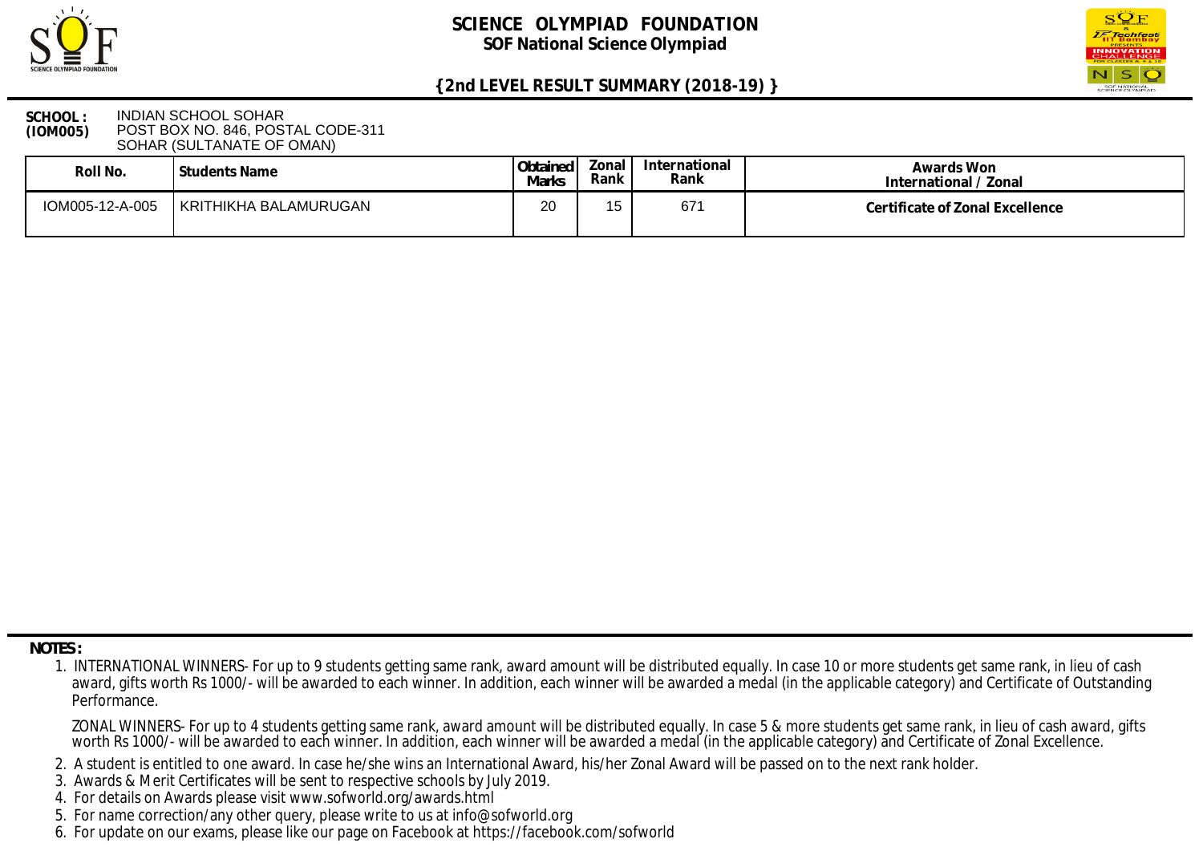# SCIENCE OLYMPIAD FOUNDATION

## SOF National Science Olympiad

### {2nd LEVEL RESULT SUMMARY (2018-19) }

**SCHOOL : (IOM005)** INDIAN SCHOOL SOHAR
POST BOX NO. 846, POSTAL CODE-311
SOHAR (SULTANATE OF OMAN)

| Roll No. | Students Name | Obtained Marks | Zonal Rank | International Rank | Awards Won International / Zonal |
|---|---|---|---|---|---|
| IOM005-12-A-005 | KRITHIKHA BALAMURUGAN | 20 | 15 | 671 | **Certificate of Zonal Excellence** |

**NOTES :**

1. INTERNATIONAL WINNERS- For up to 9 students getting same rank, award amount will be distributed equally. In case 10 or more students get same rank, in lieu of cash award, gifts worth Rs 1000/- will be awarded to each winner. In addition, each winner will be awarded a medal (in the applicable category) and Certificate of Outstanding Performance.

   ZONAL WINNERS- For up to 4 students getting same rank, award amount will be distributed equally. In case 5 & more students get same rank, in lieu of cash award, gifts worth Rs 1000/- will be awarded to each winner. In addition, each winner will be awarded a medal (in the applicable category) and Certificate of Zonal Excellence.

2. A student is entitled to one award. In case he/she wins an International Award, his/her Zonal Award will be passed on to the next rank holder.
3. Awards & Merit Certificates will be sent to respective schools by July 2019.
4. For details on Awards please visit www.sofworld.org/awards.html
5. For name correction/any other query, please write to us at info@sofworld.org
6. For update on our exams, please like our page on Facebook at https://facebook.com/sofworld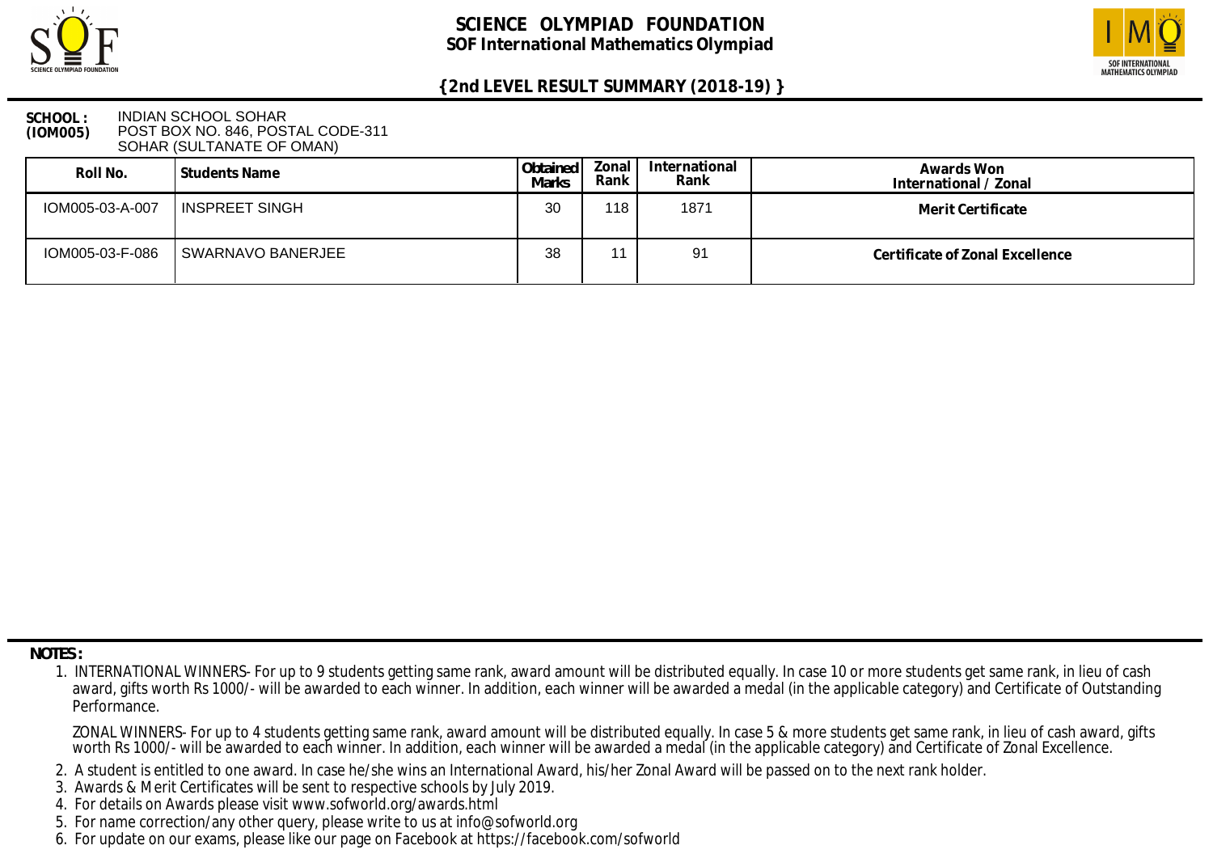# SCIENCE OLYMPIAD FOUNDATION
## SOF International Mathematics Olympiad

### {2nd LEVEL RESULT SUMMARY (2018-19) }

**SCHOOL : (IOM005)** INDIAN SCHOOL SOHAR
POST BOX NO. 846, POSTAL CODE-311
SOHAR (SULTANATE OF OMAN)

| Roll No. | Students Name | Obtained Marks | Zonal Rank | International Rank | Awards Won International / Zonal |
|---|---|---|---|---|---|
| IOM005-03-A-007 | INSPREET SINGH | 30 | 118 | 1871 | Merit Certificate |
| IOM005-03-F-086 | SWARNAVO BANERJEE | 38 | 11 | 91 | Certificate of Zonal Excellence |

**NOTES :**

1. INTERNATIONAL WINNERS- For up to 9 students getting same rank, award amount will be distributed equally. In case 10 or more students get same rank, in lieu of cash award, gifts worth Rs 1000/- will be awarded to each winner. In addition, each winner will be awarded a medal (in the applicable category) and Certificate of Outstanding Performance.

   ZONAL WINNERS- For up to 4 students getting same rank, award amount will be distributed equally. In case 5 & more students get same rank, in lieu of cash award, gifts worth Rs 1000/- will be awarded to each winner. In addition, each winner will be awarded a medal (in the applicable category) and Certificate of Zonal Excellence.
2. A student is entitled to one award. In case he/she wins an International Award, his/her Zonal Award will be passed on to the next rank holder.
3. Awards & Merit Certificates will be sent to respective schools by July 2019.
4. For details on Awards please visit www.sofworld.org/awards.html
5. For name correction/any other query, please write to us at info@sofworld.org
6. For update on our exams, please like our page on Facebook at https://facebook.com/sofworld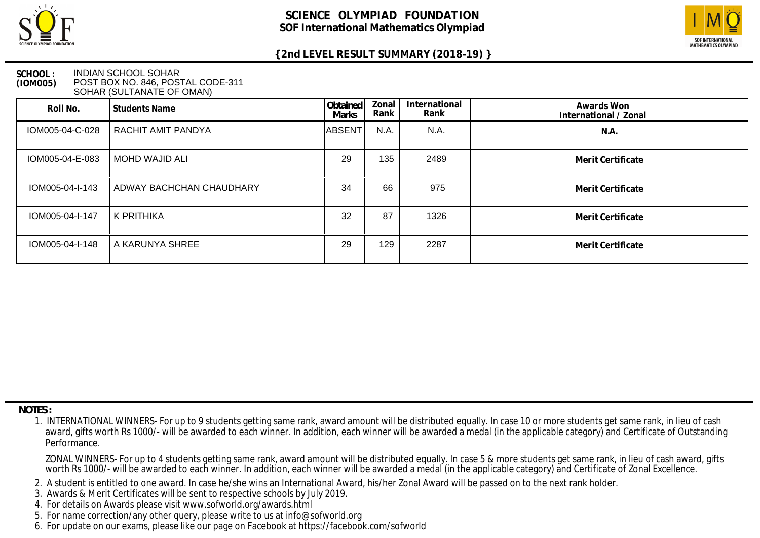# SCIENCE OLYMPIAD FOUNDATION

## SOF International Mathematics Olympiad

### {2nd LEVEL RESULT SUMMARY (2018-19) }

**SCHOOL : (IOM005)** INDIAN SCHOOL SOHAR
POST BOX NO. 846, POSTAL CODE-311
SOHAR (SULTANATE OF OMAN)

| Roll No. | Students Name | Obtained Marks | Zonal Rank | International Rank | Awards Won International / Zonal |
|---|---|---|---|---|---|
| IOM005-04-C-028 | RACHIT AMIT PANDYA | ABSENT | N.A. | N.A. | N.A. |
| IOM005-04-E-083 | MOHD WAJID ALI | 29 | 135 | 2489 | Merit Certificate |
| IOM005-04-I-143 | ADWAY BACHCHAN CHAUDHARY | 34 | 66 | 975 | Merit Certificate |
| IOM005-04-I-147 | K PRITHIKA | 32 | 87 | 1326 | Merit Certificate |
| IOM005-04-I-148 | A KARUNYA SHREE | 29 | 129 | 2287 | Merit Certificate |

**NOTES :**

1. INTERNATIONAL WINNERS- For up to 9 students getting same rank, award amount will be distributed equally. In case 10 or more students get same rank, in lieu of cash award, gifts worth Rs 1000/- will be awarded to each winner. In addition, each winner will be awarded a medal (in the applicable category) and Certificate of Outstanding Performance.

   ZONAL WINNERS- For up to 4 students getting same rank, award amount will be distributed equally. In case 5 & more students get same rank, in lieu of cash award, gifts worth Rs 1000/- will be awarded to each winner. In addition, each winner will be awarded a medal (in the applicable category) and Certificate of Zonal Excellence.
2. A student is entitled to one award. In case he/she wins an International Award, his/her Zonal Award will be passed on to the next rank holder.
3. Awards & Merit Certificates will be sent to respective schools by July 2019.
4. For details on Awards please visit www.sofworld.org/awards.html
5. For name correction/any other query, please write to us at info@sofworld.org
6. For update on our exams, please like our page on Facebook at https://facebook.com/sofworld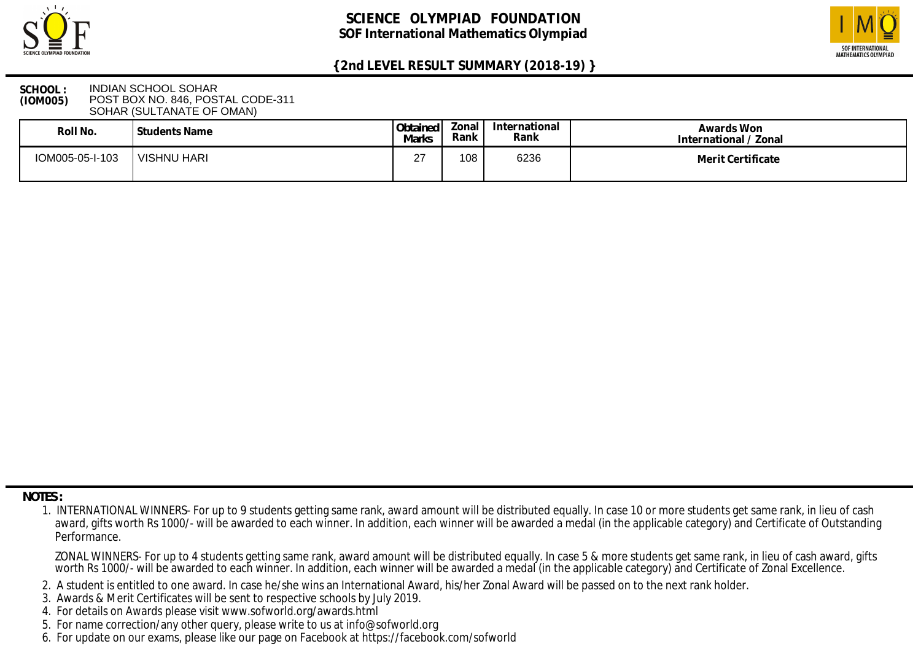# SCIENCE OLYMPIAD FOUNDATION
## SOF International Mathematics Olympiad

### {2nd LEVEL RESULT SUMMARY (2018-19) }

**SCHOOL : (IOM005)** INDIAN SCHOOL SOHAR
POST BOX NO. 846, POSTAL CODE-311
SOHAR (SULTANATE OF OMAN)

| Roll No. | Students Name | Obtained Marks | Zonal Rank | International Rank | Awards Won International / Zonal |
|---|---|---|---|---|---|
| IOM005-05-I-103 | VISHNU HARI | 27 | 108 | 6236 | Merit Certificate |

**NOTES :**

1. INTERNATIONAL WINNERS- For up to 9 students getting same rank, award amount will be distributed equally. In case 10 or more students get same rank, in lieu of cash award, gifts worth Rs 1000/- will be awarded to each winner. In addition, each winner will be awarded a medal (in the applicable category) and Certificate of Outstanding Performance.

   ZONAL WINNERS- For up to 4 students getting same rank, award amount will be distributed equally. In case 5 & more students get same rank, in lieu of cash award, gifts worth Rs 1000/- will be awarded to each winner. In addition, each winner will be awarded a medal (in the applicable category) and Certificate of Zonal Excellence.

2. A student is entitled to one award. In case he/she wins an International Award, his/her Zonal Award will be passed on to the next rank holder.
3. Awards & Merit Certificates will be sent to respective schools by July 2019.
4. For details on Awards please visit www.sofworld.org/awards.html
5. For name correction/any other query, please write to us at info@sofworld.org
6. For update on our exams, please like our page on Facebook at https://facebook.com/sofworld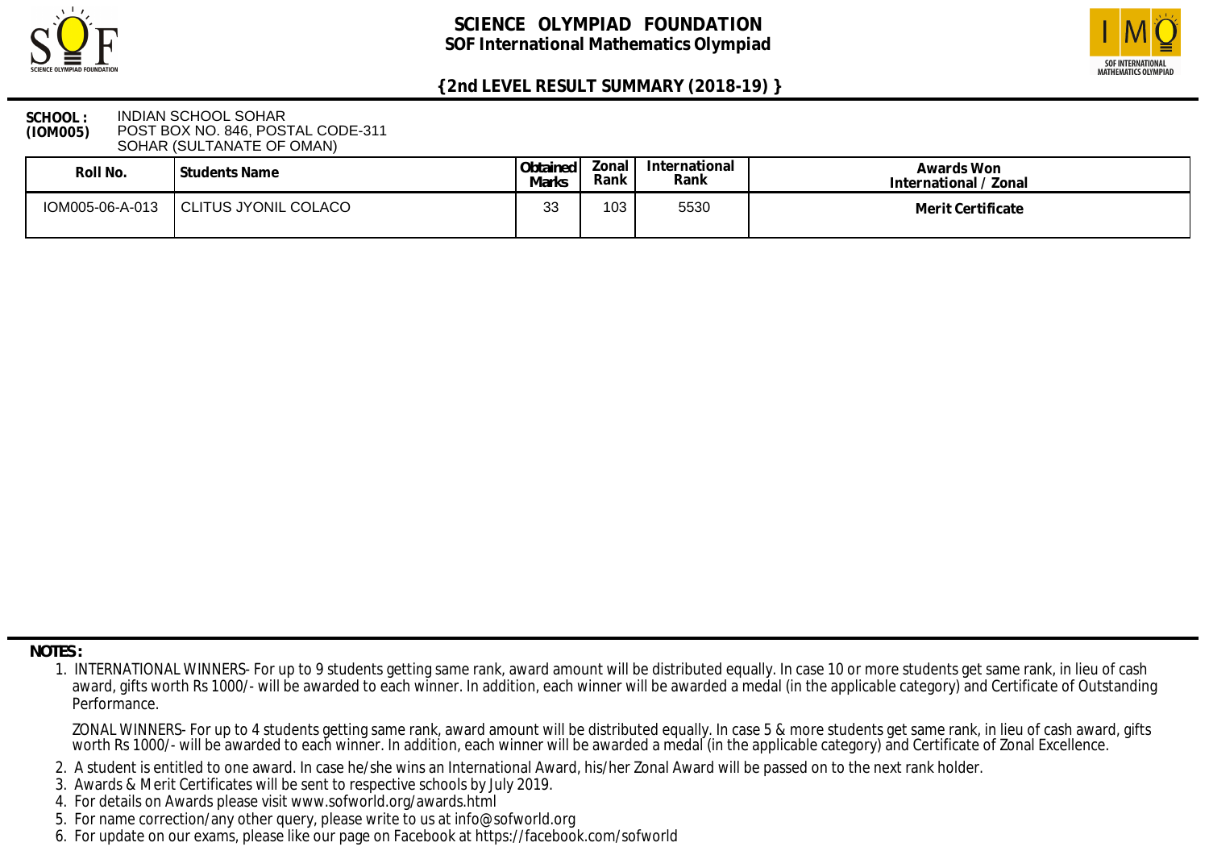# SCIENCE OLYMPIAD FOUNDATION

## SOF International Mathematics Olympiad

### {2nd LEVEL RESULT SUMMARY (2018-19) }

**SCHOOL : (IOM005)** INDIAN SCHOOL SOHAR
POST BOX NO. 846, POSTAL CODE-311
SOHAR (SULTANATE OF OMAN)

| Roll No. | Students Name | Obtained Marks | Zonal Rank | International Rank | Awards Won International / Zonal |
|---|---|---|---|---|---|
| IOM005-06-A-013 | CLITUS JYONIL COLACO | 33 | 103 | 5530 | Merit Certificate |

**NOTES :**

1. INTERNATIONAL WINNERS- For up to 9 students getting same rank, award amount will be distributed equally. In case 10 or more students get same rank, in lieu of cash award, gifts worth Rs 1000/- will be awarded to each winner. In addition, each winner will be awarded a medal (in the applicable category) and Certificate of Outstanding Performance.

   ZONAL WINNERS- For up to 4 students getting same rank, award amount will be distributed equally. In case 5 & more students get same rank, in lieu of cash award, gifts worth Rs 1000/- will be awarded to each winner. In addition, each winner will be awarded a medal (in the applicable category) and Certificate of Zonal Excellence.

2. A student is entitled to one award. In case he/she wins an International Award, his/her Zonal Award will be passed on to the next rank holder.
3. Awards & Merit Certificates will be sent to respective schools by July 2019.
4. For details on Awards please visit www.sofworld.org/awards.html
5. For name correction/any other query, please write to us at info@sofworld.org
6. For update on our exams, please like our page on Facebook at https://facebook.com/sofworld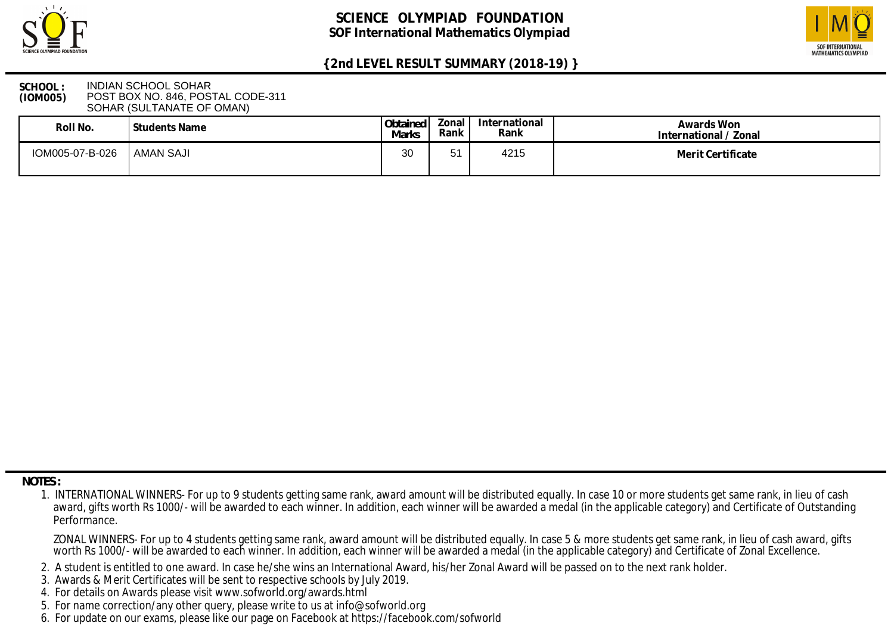# SCIENCE OLYMPIAD FOUNDATION

## SOF International Mathematics Olympiad

### {2nd LEVEL RESULT SUMMARY (2018-19) }

**SCHOOL : (IOM005)** INDIAN SCHOOL SOHAR
POST BOX NO. 846, POSTAL CODE-311
SOHAR (SULTANATE OF OMAN)

| Roll No. | Students Name | Obtained Marks | Zonal Rank | International Rank | Awards Won International / Zonal |
|---|---|---|---|---|---|
| IOM005-07-B-026 | AMAN SAJI | 30 | 51 | 4215 | Merit Certificate |

**NOTES :**

1. INTERNATIONAL WINNERS- For up to 9 students getting same rank, award amount will be distributed equally. In case 10 or more students get same rank, in lieu of cash award, gifts worth Rs 1000/- will be awarded to each winner. In addition, each winner will be awarded a medal (in the applicable category) and Certificate of Outstanding Performance.

   ZONAL WINNERS- For up to 4 students getting same rank, award amount will be distributed equally. In case 5 & more students get same rank, in lieu of cash award, gifts worth Rs 1000/- will be awarded to each winner. In addition, each winner will be awarded a medal (in the applicable category) and Certificate of Zonal Excellence.
2. A student is entitled to one award. In case he/she wins an International Award, his/her Zonal Award will be passed on to the next rank holder.
3. Awards & Merit Certificates will be sent to respective schools by July 2019.
4. For details on Awards please visit www.sofworld.org/awards.html
5. For name correction/any other query, please write to us at info@sofworld.org
6. For update on our exams, please like our page on Facebook at https://facebook.com/sofworld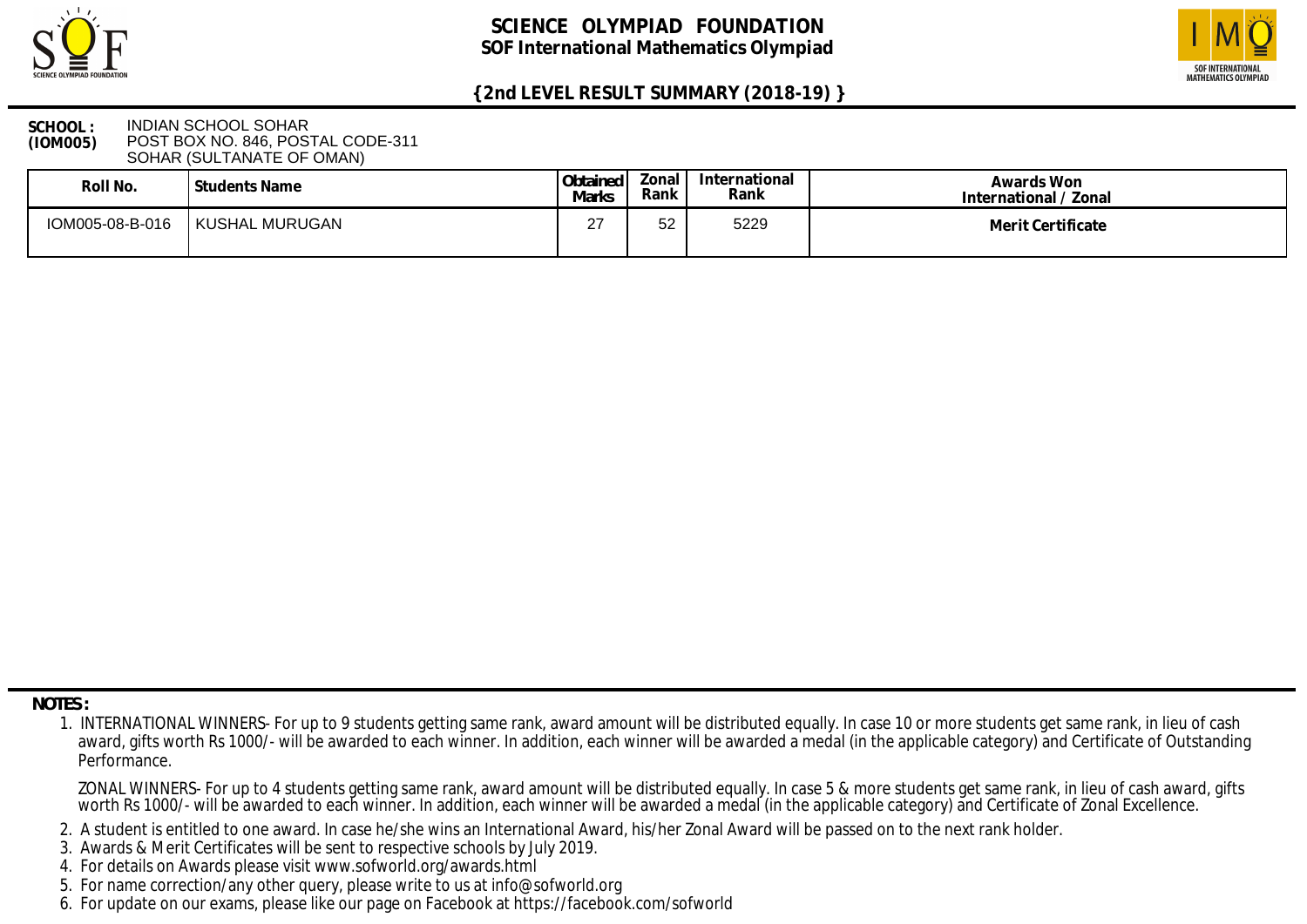# SCIENCE OLYMPIAD FOUNDATION
## SOF International Mathematics Olympiad

### {2nd LEVEL RESULT SUMMARY (2018-19) }

**SCHOOL : (IOM005)** INDIAN SCHOOL SOHAR
POST BOX NO. 846, POSTAL CODE-311
SOHAR (SULTANATE OF OMAN)

| Roll No. | Students Name | Obtained Marks | Zonal Rank | International Rank | Awards Won International / Zonal |
|---|---|---|---|---|---|
| IOM005-08-B-016 | KUSHAL MURUGAN | 27 | 52 | 5229 | **Merit Certificate** |

**NOTES :**

1. INTERNATIONAL WINNERS- For up to 9 students getting same rank, award amount will be distributed equally. In case 10 or more students get same rank, in lieu of cash award, gifts worth Rs 1000/- will be awarded to each winner. In addition, each winner will be awarded a medal (in the applicable category) and Certificate of Outstanding Performance.

   ZONAL WINNERS- For up to 4 students getting same rank, award amount will be distributed equally. In case 5 & more students get same rank, in lieu of cash award, gifts worth Rs 1000/- will be awarded to each winner. In addition, each winner will be awarded a medal (in the applicable category) and Certificate of Zonal Excellence.

2. A student is entitled to one award. In case he/she wins an International Award, his/her Zonal Award will be passed on to the next rank holder.
3. Awards & Merit Certificates will be sent to respective schools by July 2019.
4. For details on Awards please visit www.sofworld.org/awards.html
5. For name correction/any other query, please write to us at info@sofworld.org
6. For update on our exams, please like our page on Facebook at https://facebook.com/sofworld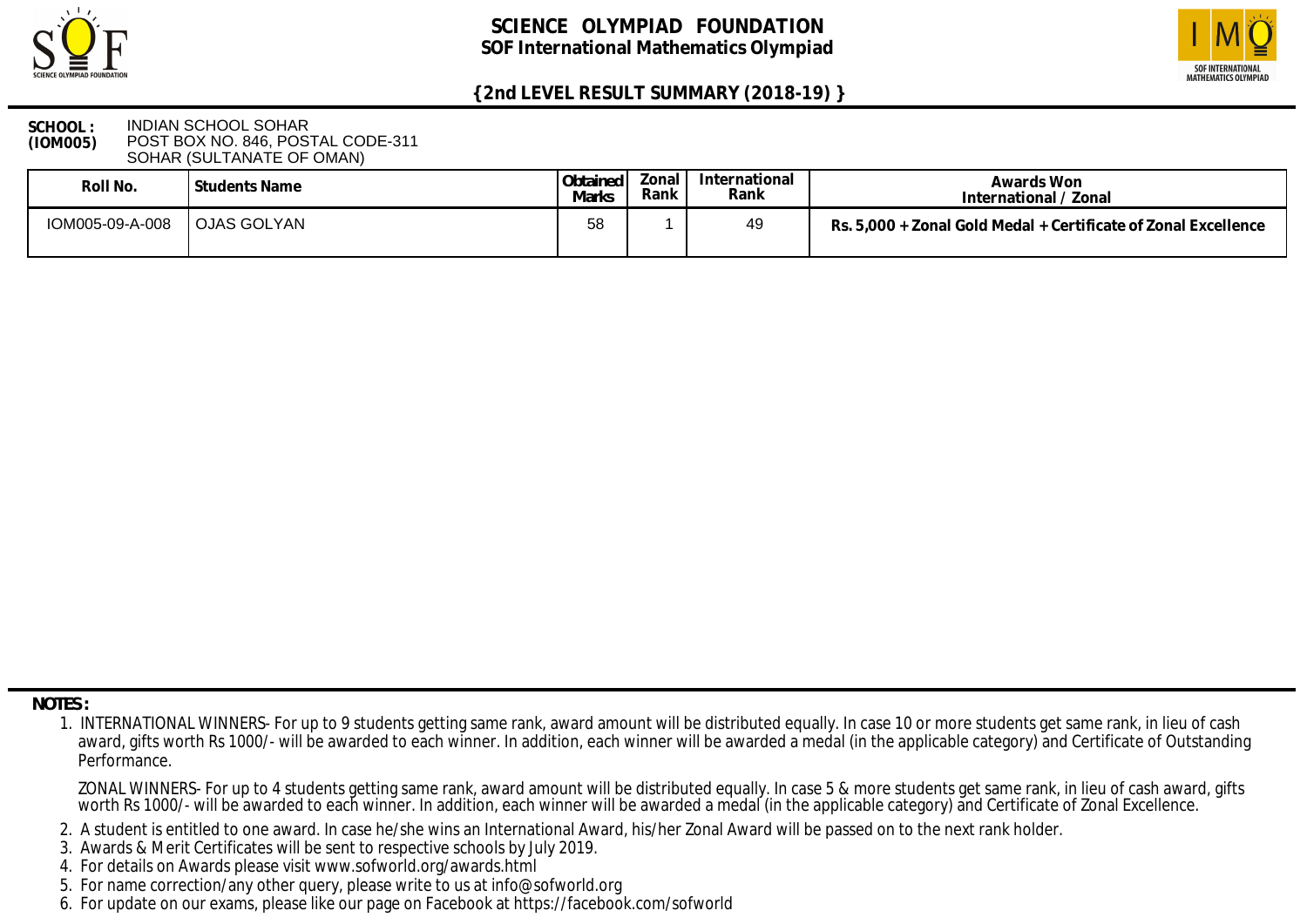# SCIENCE OLYMPIAD FOUNDATION

## SOF International Mathematics Olympiad

### {2nd LEVEL RESULT SUMMARY (2018-19) }

**SCHOOL : (IOM005)** INDIAN SCHOOL SOHAR
POST BOX NO. 846, POSTAL CODE-311
SOHAR (SULTANATE OF OMAN)

| Roll No. | Students Name | Obtained Marks | Zonal Rank | International Rank | Awards Won International / Zonal |
|---|---|---|---|---|---|
| IOM005-09-A-008 | OJAS GOLYAN | 58 | 1 | 49 | Rs. 5,000 + Zonal Gold Medal + Certificate of Zonal Excellence |

**NOTES :**

1. INTERNATIONAL WINNERS- For up to 9 students getting same rank, award amount will be distributed equally. In case 10 or more students get same rank, in lieu of cash award, gifts worth Rs 1000/- will be awarded to each winner. In addition, each winner will be awarded a medal (in the applicable category) and Certificate of Outstanding Performance.

   ZONAL WINNERS- For up to 4 students getting same rank, award amount will be distributed equally. In case 5 & more students get same rank, in lieu of cash award, gifts worth Rs 1000/- will be awarded to each winner. In addition, each winner will be awarded a medal (in the applicable category) and Certificate of Zonal Excellence.
2. A student is entitled to one award. In case he/she wins an International Award, his/her Zonal Award will be passed on to the next rank holder.
3. Awards & Merit Certificates will be sent to respective schools by July 2019.
4. For details on Awards please visit www.sofworld.org/awards.html
5. For name correction/any other query, please write to us at info@sofworld.org
6. For update on our exams, please like our page on Facebook at https://facebook.com/sofworld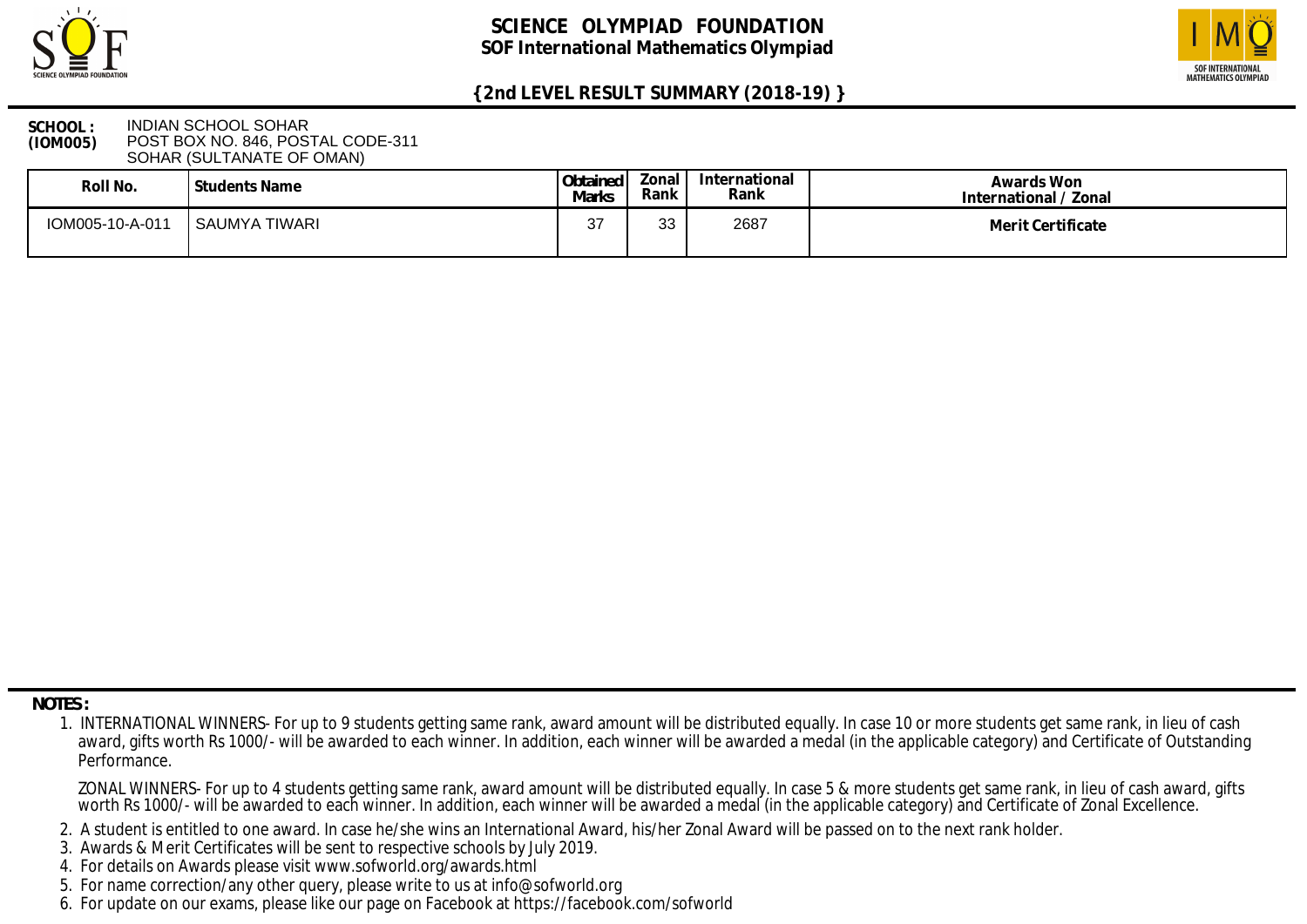# SCIENCE OLYMPIAD FOUNDATION
## SOF International Mathematics Olympiad

### {2nd LEVEL RESULT SUMMARY (2018-19) }

**SCHOOL : (IOM005)** INDIAN SCHOOL SOHAR
POST BOX NO. 846, POSTAL CODE-311
SOHAR (SULTANATE OF OMAN)

| Roll No. | Students Name | Obtained Marks | Zonal Rank | International Rank | Awards Won International / Zonal |
|---|---|---|---|---|---|
| IOM005-10-A-011 | SAUMYA TIWARI | 37 | 33 | 2687 | Merit Certificate |

**NOTES :**

1. INTERNATIONAL WINNERS- For up to 9 students getting same rank, award amount will be distributed equally. In case 10 or more students get same rank, in lieu of cash award, gifts worth Rs 1000/- will be awarded to each winner. In addition, each winner will be awarded a medal (in the applicable category) and Certificate of Outstanding Performance.

   ZONAL WINNERS- For up to 4 students getting same rank, award amount will be distributed equally. In case 5 & more students get same rank, in lieu of cash award, gifts worth Rs 1000/- will be awarded to each winner. In addition, each winner will be awarded a medal (in the applicable category) and Certificate of Zonal Excellence.

2. A student is entitled to one award. In case he/she wins an International Award, his/her Zonal Award will be passed on to the next rank holder.
3. Awards & Merit Certificates will be sent to respective schools by July 2019.
4. For details on Awards please visit www.sofworld.org/awards.html
5. For name correction/any other query, please write to us at info@sofworld.org
6. For update on our exams, please like our page on Facebook at https://facebook.com/sofworld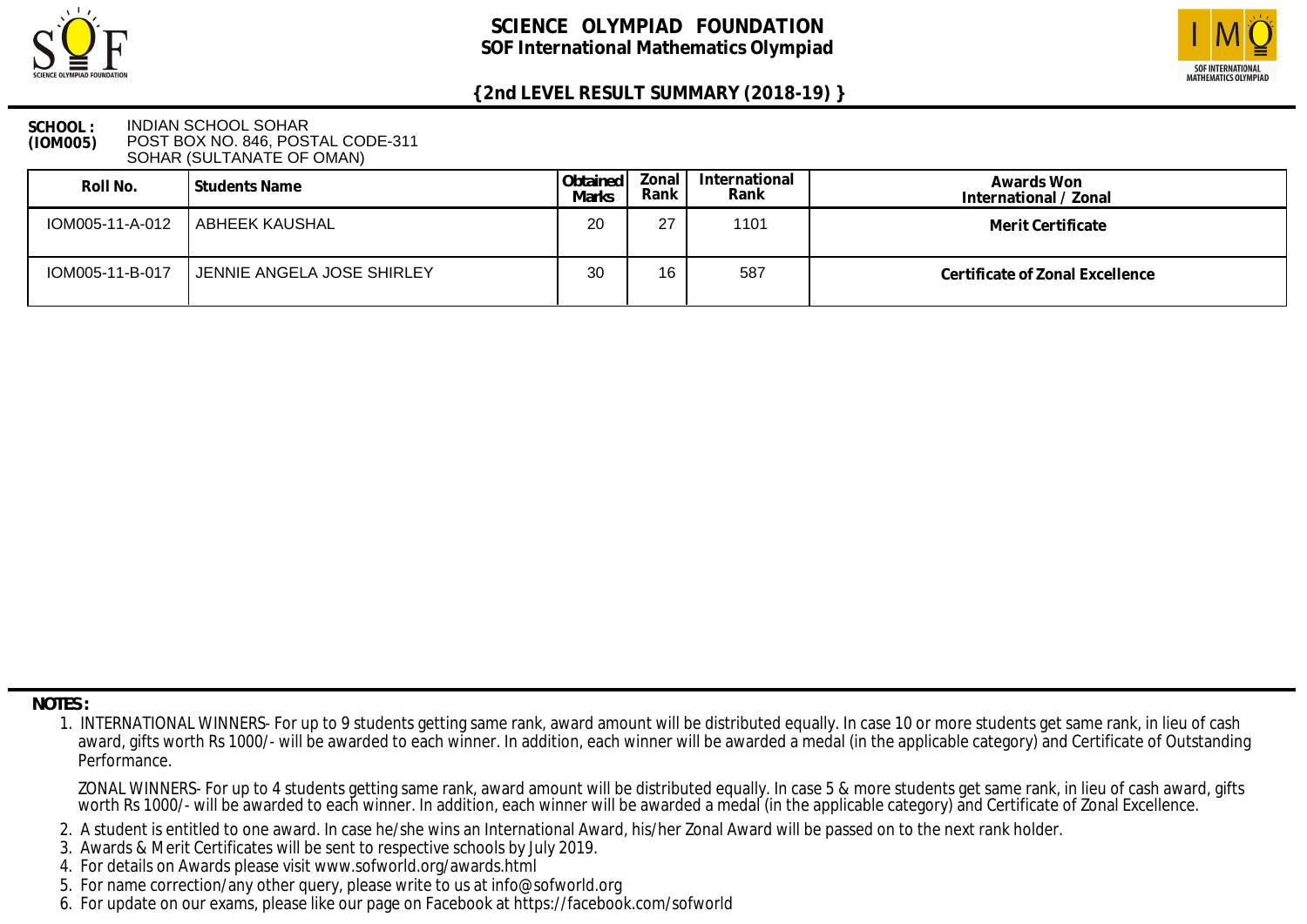# SCIENCE OLYMPIAD FOUNDATION
## SOF International Mathematics Olympiad

### {2nd LEVEL RESULT SUMMARY (2018-19) }

**SCHOOL : (IOM005)** INDIAN SCHOOL SOHAR
POST BOX NO. 846, POSTAL CODE-311
SOHAR (SULTANATE OF OMAN)

| Roll No. | Students Name | Obtained Marks | Zonal Rank | International Rank | Awards Won International / Zonal |
|---|---|---|---|---|---|
| IOM005-11-A-012 | ABHEEK KAUSHAL | 20 | 27 | 1101 | Merit Certificate |
| IOM005-11-B-017 | JENNIE ANGELA JOSE SHIRLEY | 30 | 16 | 587 | Certificate of Zonal Excellence |

**NOTES :**

1. INTERNATIONAL WINNERS- For up to 9 students getting same rank, award amount will be distributed equally. In case 10 or more students get same rank, in lieu of cash award, gifts worth Rs 1000/- will be awarded to each winner. In addition, each winner will be awarded a medal (in the applicable category) and Certificate of Outstanding Performance.

   ZONAL WINNERS- For up to 4 students getting same rank, award amount will be distributed equally. In case 5 & more students get same rank, in lieu of cash award, gifts worth Rs 1000/- will be awarded to each winner. In addition, each winner will be awarded a medal (in the applicable category) and Certificate of Zonal Excellence.

2. A student is entitled to one award. In case he/she wins an International Award, his/her Zonal Award will be passed on to the next rank holder.
3. Awards & Merit Certificates will be sent to respective schools by July 2019.
4. For details on Awards please visit www.sofworld.org/awards.html
5. For name correction/any other query, please write to us at info@sofworld.org
6. For update on our exams, please like our page on Facebook at https://facebook.com/sofworld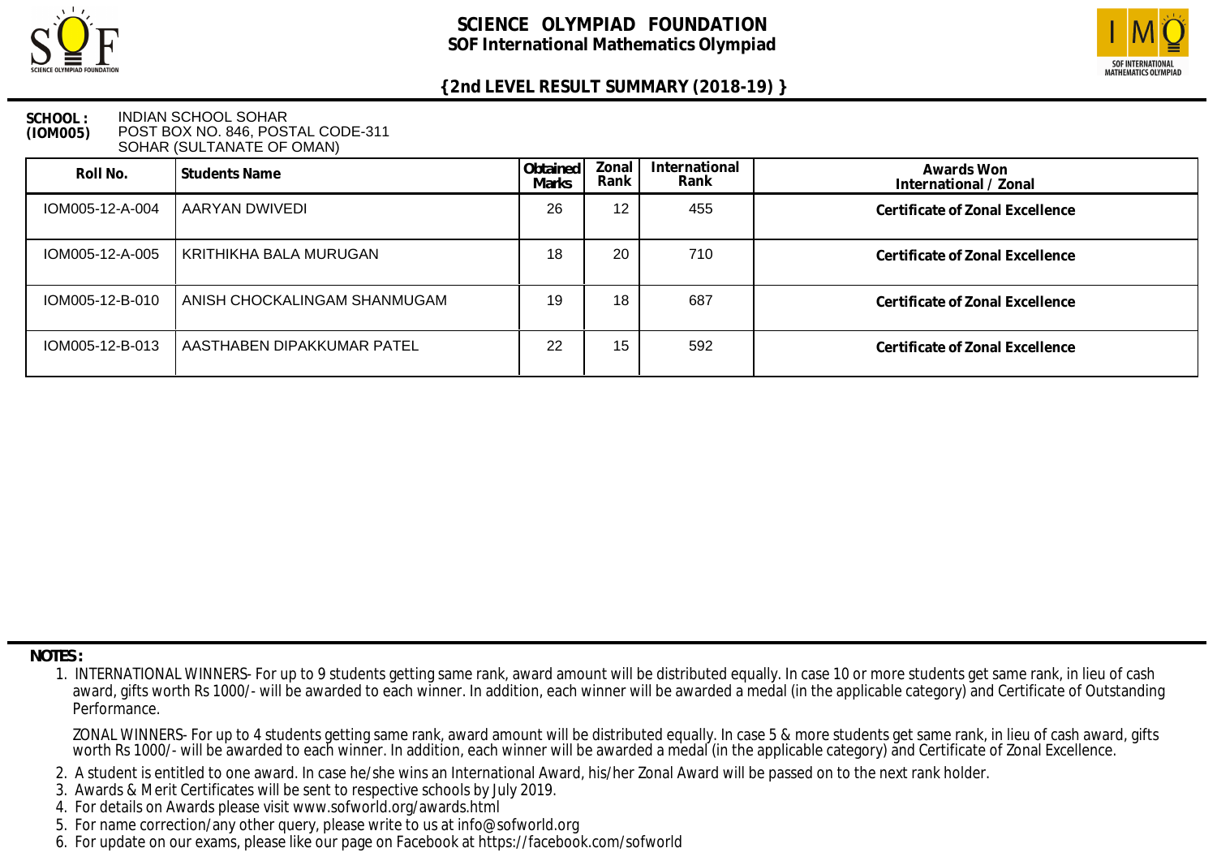# SCIENCE OLYMPIAD FOUNDATION
## SOF International Mathematics Olympiad

### {2nd LEVEL RESULT SUMMARY (2018-19) }

**SCHOOL : (IOM005)** INDIAN SCHOOL SOHAR
POST BOX NO. 846, POSTAL CODE-311
SOHAR (SULTANATE OF OMAN)

| Roll No. | Students Name | Obtained Marks | Zonal Rank | International Rank | Awards Won International / Zonal |
|---|---|---|---|---|---|
| IOM005-12-A-004 | AARYAN DWIVEDI | 26 | 12 | 455 | **Certificate of Zonal Excellence** |
| IOM005-12-A-005 | KRITHIKHA BALA MURUGAN | 18 | 20 | 710 | **Certificate of Zonal Excellence** |
| IOM005-12-B-010 | ANISH CHOCKALINGAM SHANMUGAM | 19 | 18 | 687 | **Certificate of Zonal Excellence** |
| IOM005-12-B-013 | AASTHABEN DIPAKKUMAR PATEL | 22 | 15 | 592 | **Certificate of Zonal Excellence** |

**NOTES :**

1. INTERNATIONAL WINNERS- For up to 9 students getting same rank, award amount will be distributed equally. In case 10 or more students get same rank, in lieu of cash award, gifts worth Rs 1000/- will be awarded to each winner. In addition, each winner will be awarded a medal (in the applicable category) and Certificate of Outstanding Performance.

   ZONAL WINNERS- For up to 4 students getting same rank, award amount will be distributed equally. In case 5 & more students get same rank, in lieu of cash award, gifts worth Rs 1000/- will be awarded to each winner. In addition, each winner will be awarded a medal (in the applicable category) and Certificate of Zonal Excellence.
2. A student is entitled to one award. In case he/she wins an International Award, his/her Zonal Award will be passed on to the next rank holder.
3. Awards & Merit Certificates will be sent to respective schools by July 2019.
4. For details on Awards please visit www.sofworld.org/awards.html
5. For name correction/any other query, please write to us at info@sofworld.org
6. For update on our exams, please like our page on Facebook at https://facebook.com/sofworld